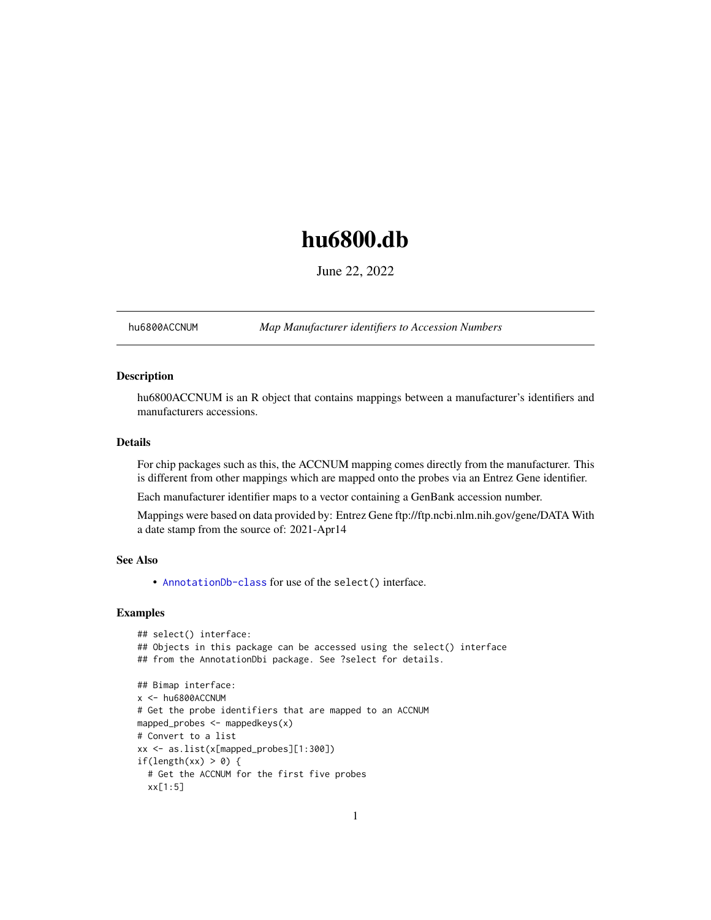# hu6800.db

June 22, 2022

hu6800ACCNUM *Map Manufacturer identifiers to Accession Numbers*

## Description

hu6800ACCNUM is an R object that contains mappings between a manufacturer's identifiers and manufacturers accessions.

## Details

For chip packages such as this, the ACCNUM mapping comes directly from the manufacturer. This is different from other mappings which are mapped onto the probes via an Entrez Gene identifier.

Each manufacturer identifier maps to a vector containing a GenBank accession number.

Mappings were based on data provided by: Entrez Gene ftp://ftp.ncbi.nlm.nih.gov/gene/DATA With a date stamp from the source of: 2021-Apr14

## See Also

- AnnotationDb-class for use of the select() interface.

## Examples

```
## select() interface:
## Objects in this package can be accessed using the select() interface
## from the AnnotationDbi package. See ?select for details.

## Bimap interface:
x <- hu6800ACCNUM
# Get the probe identifiers that are mapped to an ACCNUM
mapped_probes <- mappedkeys(x)
# Convert to a list
xx <- as.list(x[mapped_probes][1:300])
if(length(xx) > 0) {
  # Get the ACCNUM for the first five probes
  xx[1:5]
```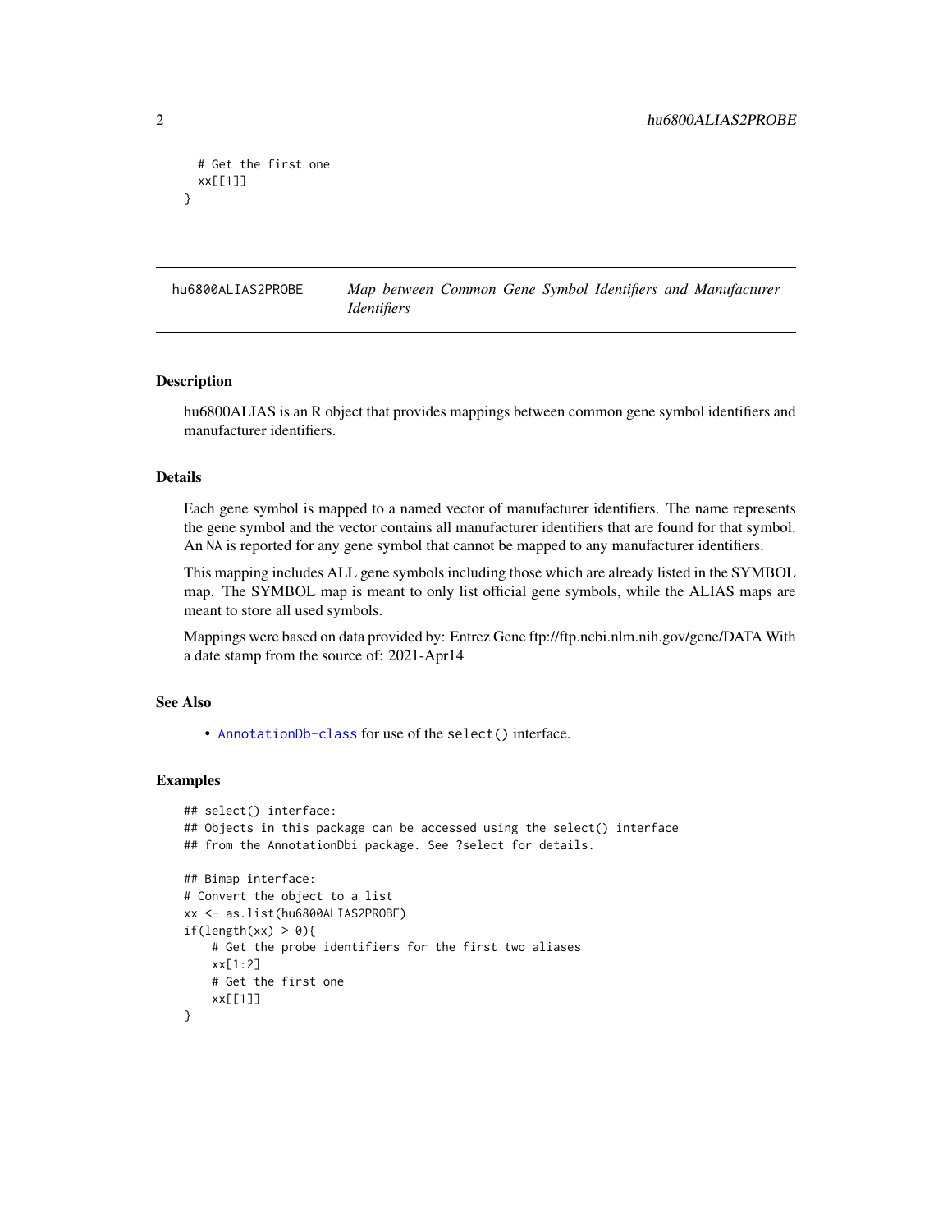```
  # Get the first one
  xx[[1]]
}
```

## hu6800ALIAS2PROBE — *Map between Common Gene Symbol Identifiers and Manufacturer Identifiers*

### Description

hu6800ALIAS is an R object that provides mappings between common gene symbol identifiers and manufacturer identifiers.

### Details

Each gene symbol is mapped to a named vector of manufacturer identifiers. The name represents the gene symbol and the vector contains all manufacturer identifiers that are found for that symbol. An NA is reported for any gene symbol that cannot be mapped to any manufacturer identifiers.

This mapping includes ALL gene symbols including those which are already listed in the SYMBOL map. The SYMBOL map is meant to only list official gene symbols, while the ALIAS maps are meant to store all used symbols.

Mappings were based on data provided by: Entrez Gene ftp://ftp.ncbi.nlm.nih.gov/gene/DATA With a date stamp from the source of: 2021-Apr14

### See Also

- `AnnotationDb-class` for use of the `select()` interface.

### Examples

```
## select() interface:
## Objects in this package can be accessed using the select() interface
## from the AnnotationDbi package. See ?select for details.

## Bimap interface:
# Convert the object to a list
xx <- as.list(hu6800ALIAS2PROBE)
if(length(xx) > 0){
    # Get the probe identifiers for the first two aliases
    xx[1:2]
    # Get the first one
    xx[[1]]
}
```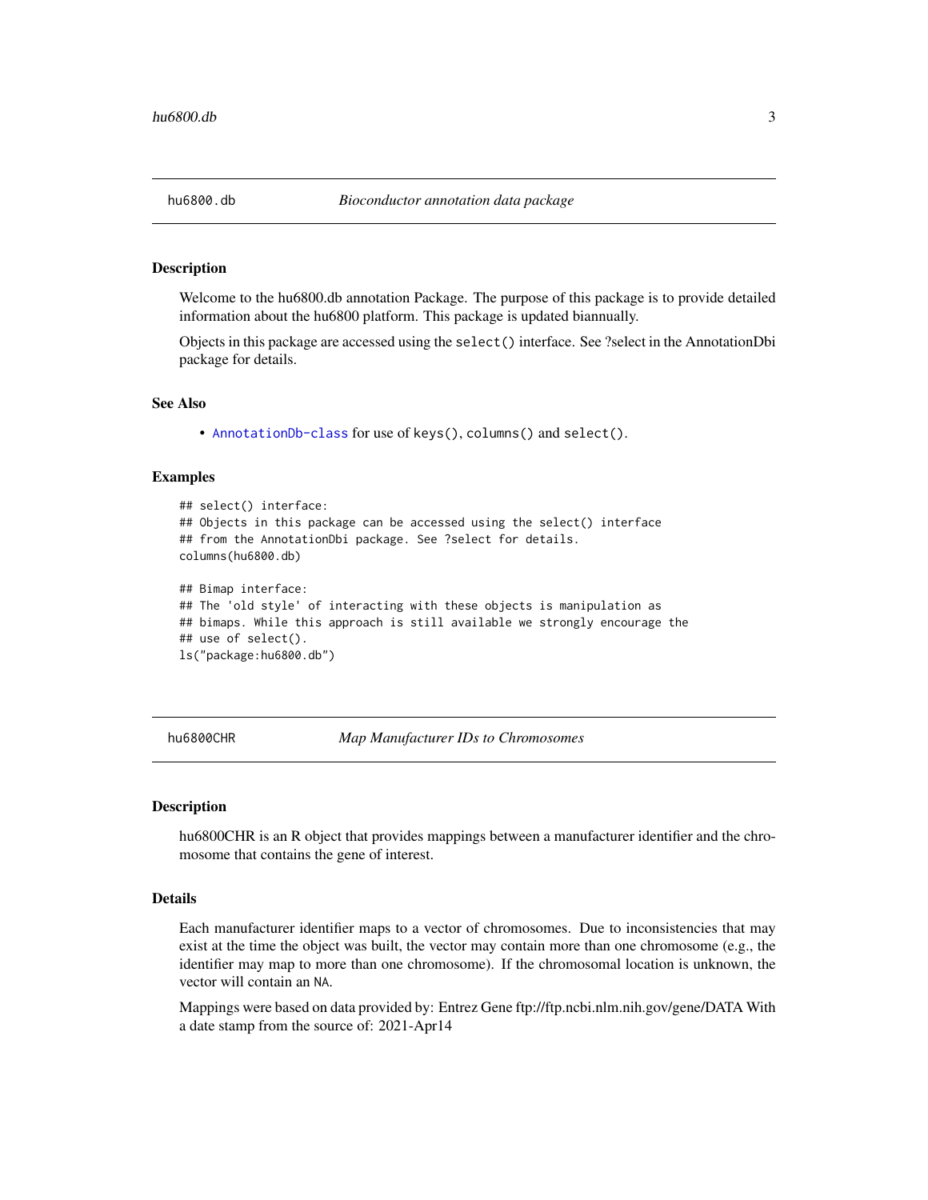## hu6800.db — *Bioconductor annotation data package*

### Description

Welcome to the hu6800.db annotation Package. The purpose of this package is to provide detailed information about the hu6800 platform. This package is updated biannually.

Objects in this package are accessed using the `select()` interface. See ?select in the AnnotationDbi package for details.

### See Also

- `AnnotationDb-class` for use of `keys()`, `columns()` and `select()`.

### Examples

```
## select() interface:
## Objects in this package can be accessed using the select() interface
## from the AnnotationDbi package. See ?select for details.
columns(hu6800.db)

## Bimap interface:
## The 'old style' of interacting with these objects is manipulation as
## bimaps. While this approach is still available we strongly encourage the
## use of select().
ls("package:hu6800.db")
```

## hu6800CHR — *Map Manufacturer IDs to Chromosomes*

### Description

hu6800CHR is an R object that provides mappings between a manufacturer identifier and the chromosome that contains the gene of interest.

### Details

Each manufacturer identifier maps to a vector of chromosomes. Due to inconsistencies that may exist at the time the object was built, the vector may contain more than one chromosome (e.g., the identifier may map to more than one chromosome). If the chromosomal location is unknown, the vector will contain an `NA`.

Mappings were based on data provided by: Entrez Gene ftp://ftp.ncbi.nlm.nih.gov/gene/DATA With a date stamp from the source of: 2021-Apr14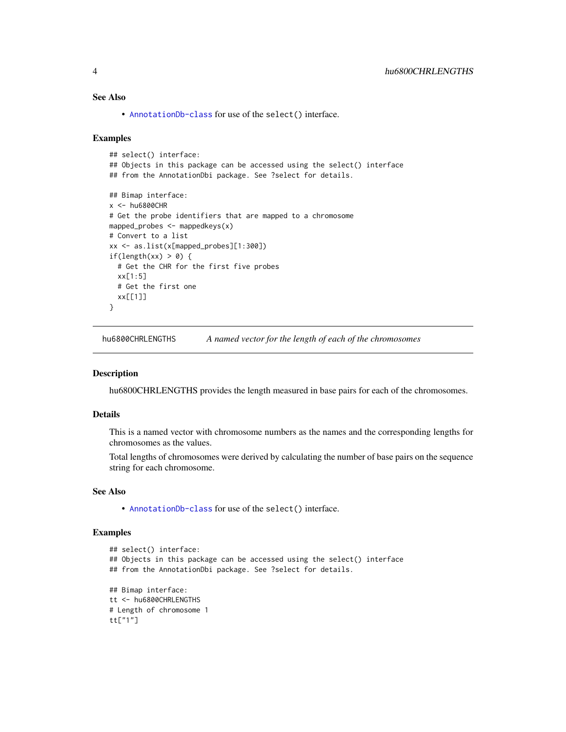## See Also

- AnnotationDb-class for use of the select() interface.

## Examples

```
## select() interface:
## Objects in this package can be accessed using the select() interface
## from the AnnotationDbi package. See ?select for details.

## Bimap interface:
x <- hu6800CHR
# Get the probe identifiers that are mapped to a chromosome
mapped_probes <- mappedkeys(x)
# Convert to a list
xx <- as.list(x[mapped_probes][1:300])
if(length(xx) > 0) {
  # Get the CHR for the first five probes
  xx[1:5]
  # Get the first one
  xx[[1]]
}
```

---

# hu6800CHRLENGTHS    *A named vector for the length of each of the chromosomes*

---

## Description

hu6800CHRLENGTHS provides the length measured in base pairs for each of the chromosomes.

## Details

This is a named vector with chromosome numbers as the names and the corresponding lengths for chromosomes as the values.

Total lengths of chromosomes were derived by calculating the number of base pairs on the sequence string for each chromosome.

## See Also

- AnnotationDb-class for use of the select() interface.

## Examples

```
## select() interface:
## Objects in this package can be accessed using the select() interface
## from the AnnotationDbi package. See ?select for details.

## Bimap interface:
tt <- hu6800CHRLENGTHS
# Length of chromosome 1
tt["1"]
```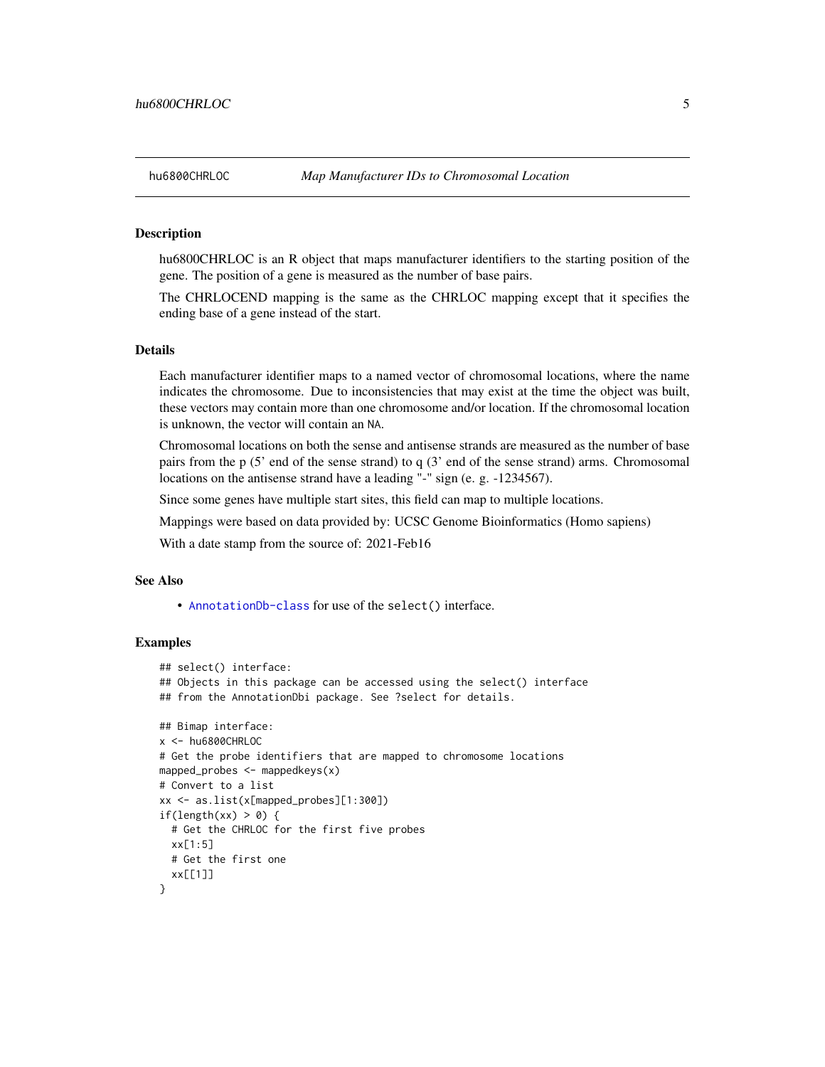## hu6800CHRLOC *Map Manufacturer IDs to Chromosomal Location*

### Description

hu6800CHRLOC is an R object that maps manufacturer identifiers to the starting position of the gene. The position of a gene is measured as the number of base pairs.

The CHRLOCEND mapping is the same as the CHRLOC mapping except that it specifies the ending base of a gene instead of the start.

### Details

Each manufacturer identifier maps to a named vector of chromosomal locations, where the name indicates the chromosome. Due to inconsistencies that may exist at the time the object was built, these vectors may contain more than one chromosome and/or location. If the chromosomal location is unknown, the vector will contain an NA.

Chromosomal locations on both the sense and antisense strands are measured as the number of base pairs from the p (5' end of the sense strand) to q (3' end of the sense strand) arms. Chromosomal locations on the antisense strand have a leading "-" sign (e. g. -1234567).

Since some genes have multiple start sites, this field can map to multiple locations.

Mappings were based on data provided by: UCSC Genome Bioinformatics (Homo sapiens)

With a date stamp from the source of: 2021-Feb16

### See Also

- AnnotationDb-class for use of the select() interface.

### Examples

```
## select() interface:
## Objects in this package can be accessed using the select() interface
## from the AnnotationDbi package. See ?select for details.

## Bimap interface:
x <- hu6800CHRLOC
# Get the probe identifiers that are mapped to chromosome locations
mapped_probes <- mappedkeys(x)
# Convert to a list
xx <- as.list(x[mapped_probes][1:300])
if(length(xx) > 0) {
  # Get the CHRLOC for the first five probes
  xx[1:5]
  # Get the first one
  xx[[1]]
}
```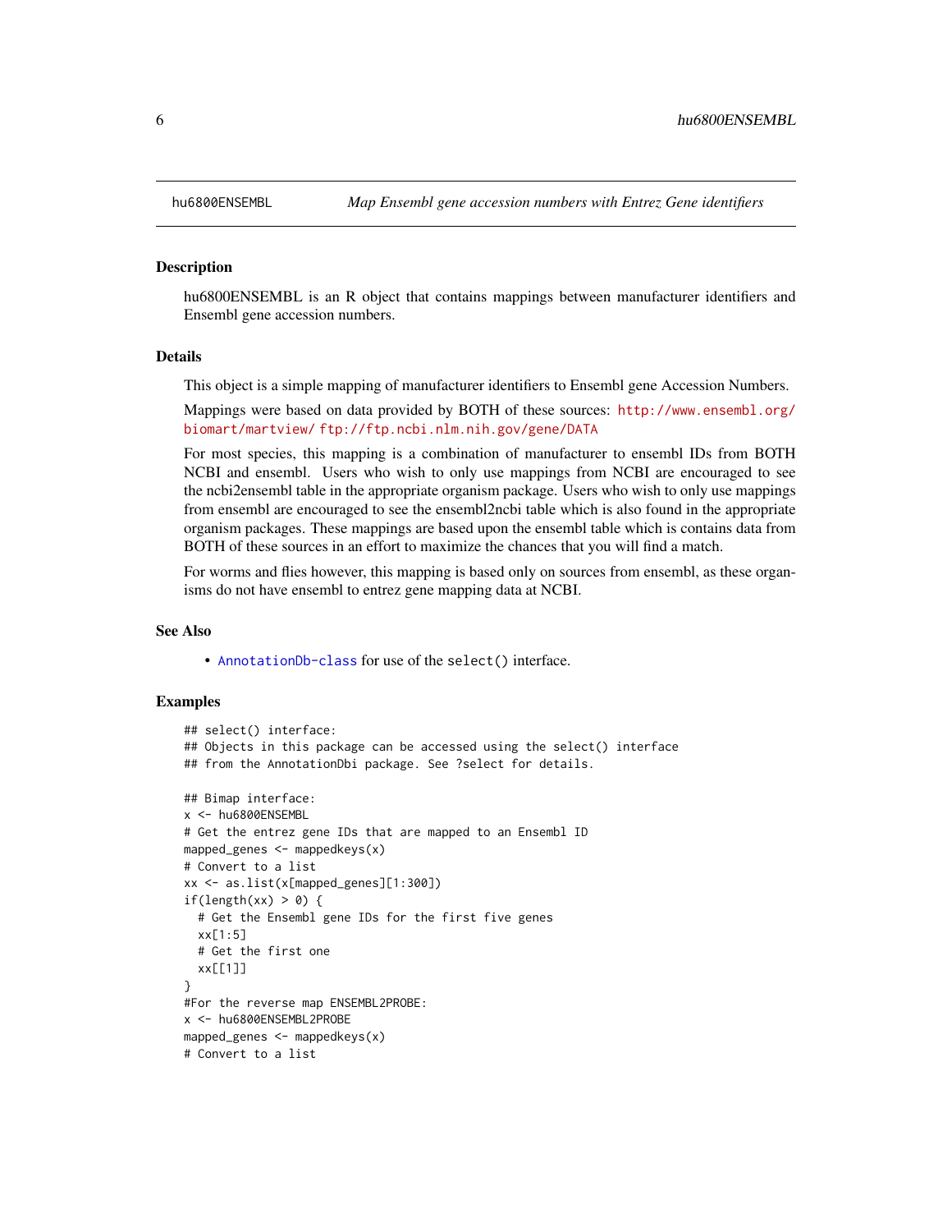## hu6800ENSEMBL — *Map Ensembl gene accession numbers with Entrez Gene identifiers*

### Description

hu6800ENSEMBL is an R object that contains mappings between manufacturer identifiers and Ensembl gene accession numbers.

### Details

This object is a simple mapping of manufacturer identifiers to Ensembl gene Accession Numbers.

Mappings were based on data provided by BOTH of these sources: http://www.ensembl.org/biomart/martview/ ftp://ftp.ncbi.nlm.nih.gov/gene/DATA

For most species, this mapping is a combination of manufacturer to ensembl IDs from BOTH NCBI and ensembl. Users who wish to only use mappings from NCBI are encouraged to see the ncbi2ensembl table in the appropriate organism package. Users who wish to only use mappings from ensembl are encouraged to see the ensembl2ncbi table which is also found in the appropriate organism packages. These mappings are based upon the ensembl table which is contains data from BOTH of these sources in an effort to maximize the chances that you will find a match.

For worms and flies however, this mapping is based only on sources from ensembl, as these organisms do not have ensembl to entrez gene mapping data at NCBI.

### See Also

- AnnotationDb-class for use of the `select()` interface.

### Examples

```
## select() interface:
## Objects in this package can be accessed using the select() interface
## from the AnnotationDbi package. See ?select for details.

## Bimap interface:
x <- hu6800ENSEMBL
# Get the entrez gene IDs that are mapped to an Ensembl ID
mapped_genes <- mappedkeys(x)
# Convert to a list
xx <- as.list(x[mapped_genes][1:300])
if(length(xx) > 0) {
  # Get the Ensembl gene IDs for the first five genes
  xx[1:5]
  # Get the first one
  xx[[1]]
}
#For the reverse map ENSEMBL2PROBE:
x <- hu6800ENSEMBL2PROBE
mapped_genes <- mappedkeys(x)
# Convert to a list
```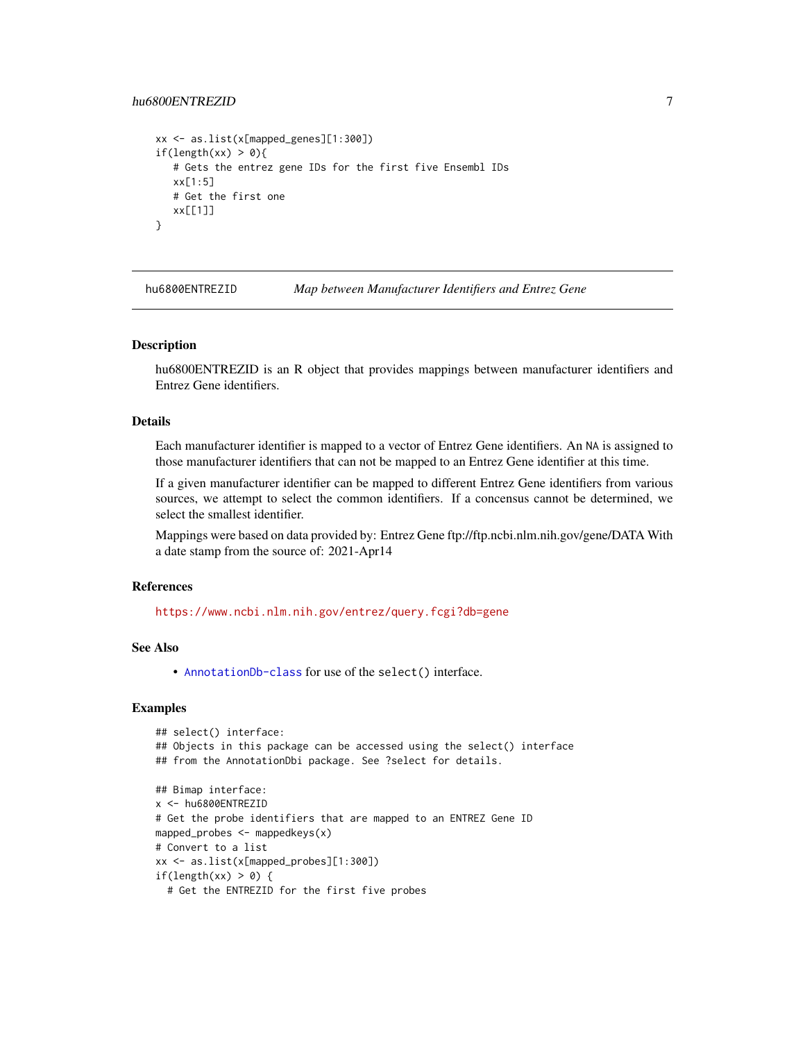```
xx <- as.list(x[mapped_genes][1:300])
if(length(xx) > 0){
   # Gets the entrez gene IDs for the first five Ensembl IDs
   xx[1:5]
   # Get the first one
   xx[[1]]
}
```

## hu6800ENTREZID — *Map between Manufacturer Identifiers and Entrez Gene*

### Description

hu6800ENTREZID is an R object that provides mappings between manufacturer identifiers and Entrez Gene identifiers.

### Details

Each manufacturer identifier is mapped to a vector of Entrez Gene identifiers. An NA is assigned to those manufacturer identifiers that can not be mapped to an Entrez Gene identifier at this time.

If a given manufacturer identifier can be mapped to different Entrez Gene identifiers from various sources, we attempt to select the common identifiers. If a concensus cannot be determined, we select the smallest identifier.

Mappings were based on data provided by: Entrez Gene ftp://ftp.ncbi.nlm.nih.gov/gene/DATA With a date stamp from the source of: 2021-Apr14

### References

https://www.ncbi.nlm.nih.gov/entrez/query.fcgi?db=gene

### See Also

- AnnotationDb-class for use of the select() interface.

### Examples

```
## select() interface:
## Objects in this package can be accessed using the select() interface
## from the AnnotationDbi package. See ?select for details.

## Bimap interface:
x <- hu6800ENTREZID
# Get the probe identifiers that are mapped to an ENTREZ Gene ID
mapped_probes <- mappedkeys(x)
# Convert to a list
xx <- as.list(x[mapped_probes][1:300])
if(length(xx) > 0) {
  # Get the ENTREZID for the first five probes
```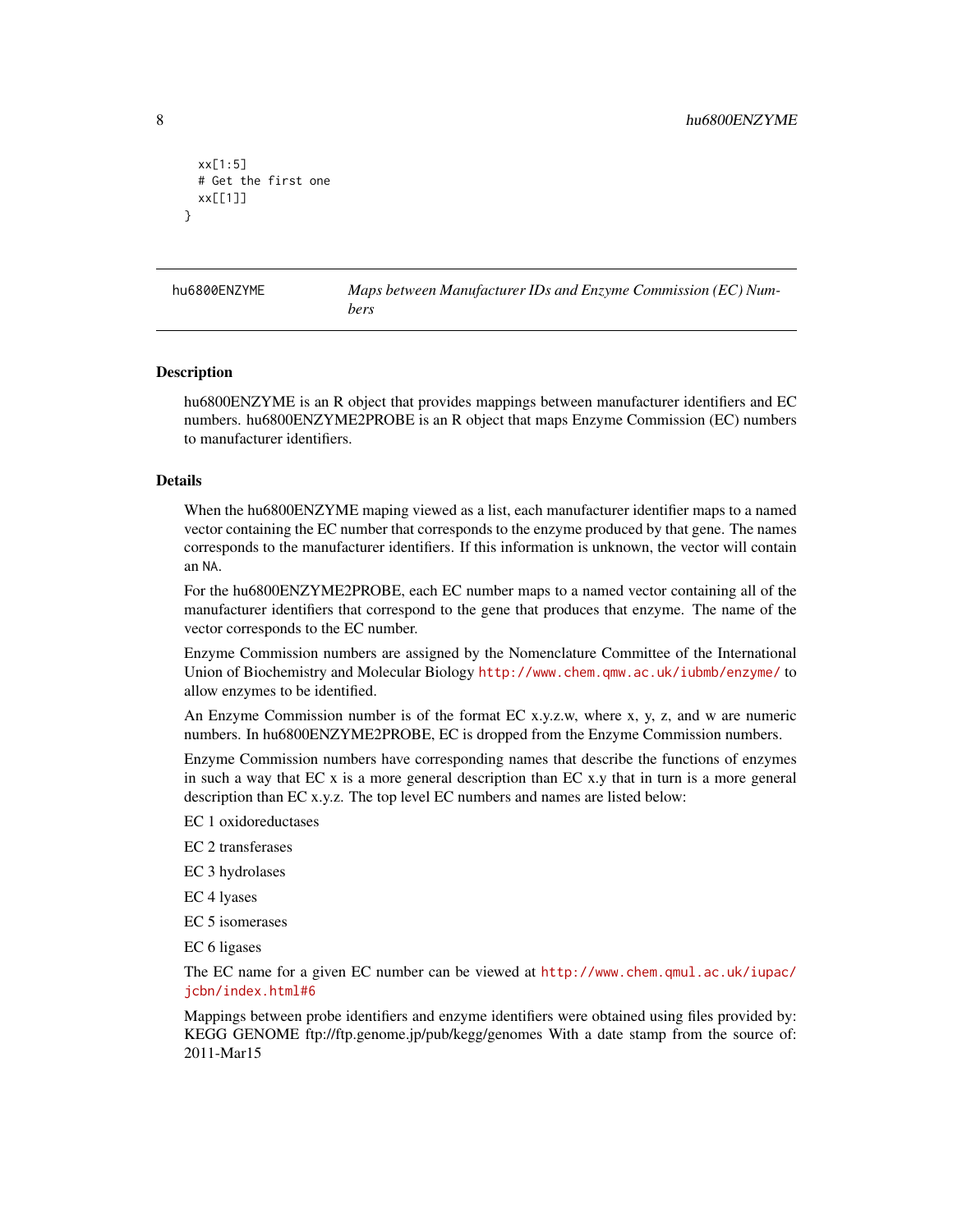```
  xx[1:5]
  # Get the first one
  xx[[1]]
}
```

---

hu6800ENZYME — *Maps between Manufacturer IDs and Enzyme Commission (EC) Numbers*

---

## Description

hu6800ENZYME is an R object that provides mappings between manufacturer identifiers and EC numbers. hu6800ENZYME2PROBE is an R object that maps Enzyme Commission (EC) numbers to manufacturer identifiers.

## Details

When the hu6800ENZYME maping viewed as a list, each manufacturer identifier maps to a named vector containing the EC number that corresponds to the enzyme produced by that gene. The names corresponds to the manufacturer identifiers. If this information is unknown, the vector will contain an `NA`.

For the hu6800ENZYME2PROBE, each EC number maps to a named vector containing all of the manufacturer identifiers that correspond to the gene that produces that enzyme. The name of the vector corresponds to the EC number.

Enzyme Commission numbers are assigned by the Nomenclature Committee of the International Union of Biochemistry and Molecular Biology http://www.chem.qmw.ac.uk/iubmb/enzyme/ to allow enzymes to be identified.

An Enzyme Commission number is of the format EC x.y.z.w, where x, y, z, and w are numeric numbers. In hu6800ENZYME2PROBE, EC is dropped from the Enzyme Commission numbers.

Enzyme Commission numbers have corresponding names that describe the functions of enzymes in such a way that EC x is a more general description than EC x.y that in turn is a more general description than EC x.y.z. The top level EC numbers and names are listed below:

EC 1 oxidoreductases

EC 2 transferases

EC 3 hydrolases

EC 4 lyases

EC 5 isomerases

EC 6 ligases

The EC name for a given EC number can be viewed at http://www.chem.qmul.ac.uk/iupac/jcbn/index.html#6

Mappings between probe identifiers and enzyme identifiers were obtained using files provided by: KEGG GENOME ftp://ftp.genome.jp/pub/kegg/genomes With a date stamp from the source of: 2011-Mar15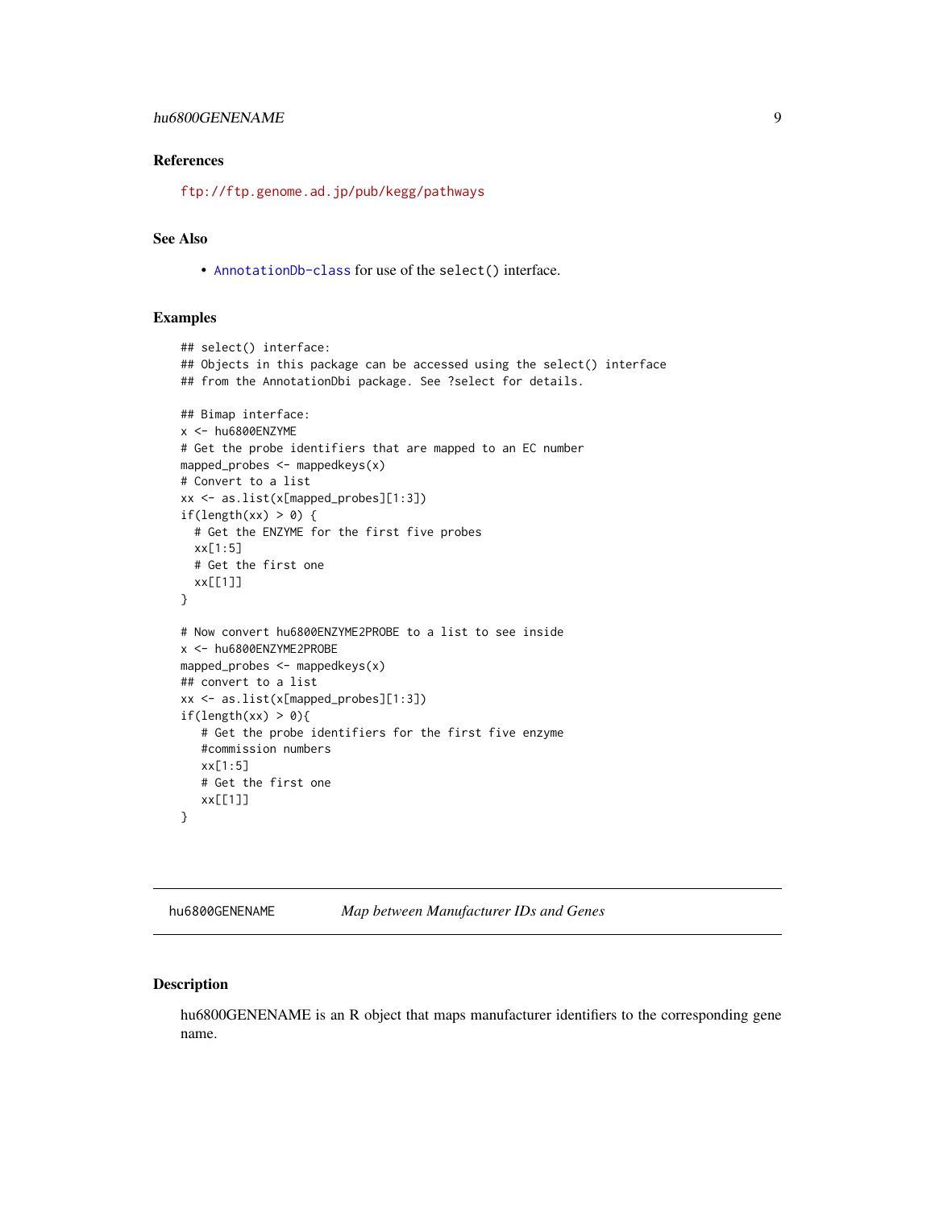### References

ftp://ftp.genome.ad.jp/pub/kegg/pathways

### See Also

- AnnotationDb-class for use of the select() interface.

### Examples

```
## select() interface:
## Objects in this package can be accessed using the select() interface
## from the AnnotationDbi package. See ?select for details.

## Bimap interface:
x <- hu6800ENZYME
# Get the probe identifiers that are mapped to an EC number
mapped_probes <- mappedkeys(x)
# Convert to a list
xx <- as.list(x[mapped_probes][1:3])
if(length(xx) > 0) {
  # Get the ENZYME for the first five probes
  xx[1:5]
  # Get the first one
  xx[[1]]
}

# Now convert hu6800ENZYME2PROBE to a list to see inside
x <- hu6800ENZYME2PROBE
mapped_probes <- mappedkeys(x)
## convert to a list
xx <- as.list(x[mapped_probes][1:3])
if(length(xx) > 0){
   # Get the probe identifiers for the first five enzyme
   #commission numbers
   xx[1:5]
   # Get the first one
   xx[[1]]
}
```

---

## hu6800GENENAME &nbsp;&nbsp;&nbsp; *Map between Manufacturer IDs and Genes*

### Description

hu6800GENENAME is an R object that maps manufacturer identifiers to the corresponding gene name.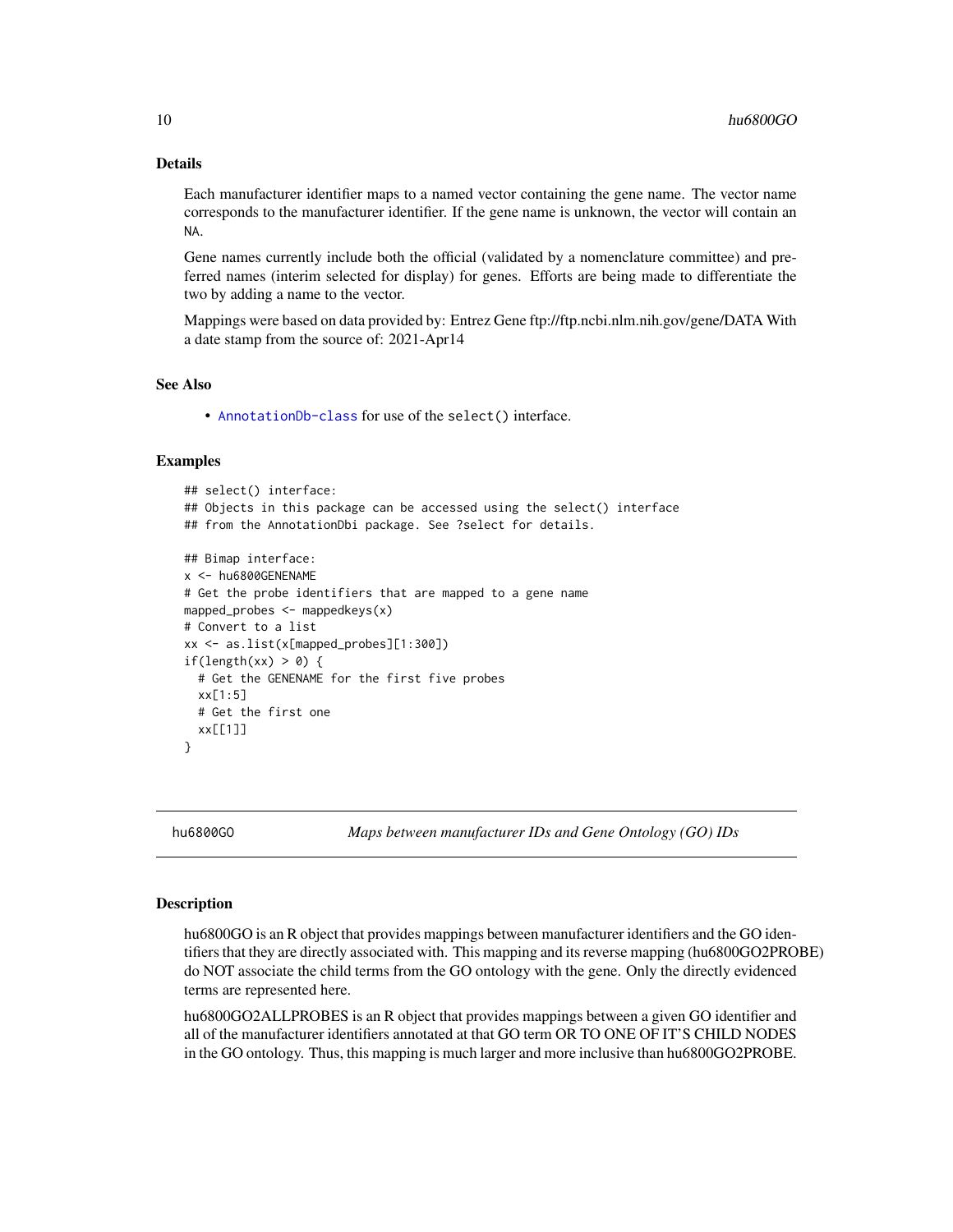### Details

Each manufacturer identifier maps to a named vector containing the gene name. The vector name corresponds to the manufacturer identifier. If the gene name is unknown, the vector will contain an NA.

Gene names currently include both the official (validated by a nomenclature committee) and preferred names (interim selected for display) for genes. Efforts are being made to differentiate the two by adding a name to the vector.

Mappings were based on data provided by: Entrez Gene ftp://ftp.ncbi.nlm.nih.gov/gene/DATA With a date stamp from the source of: 2021-Apr14

### See Also

- AnnotationDb-class for use of the select() interface.

### Examples

```
## select() interface:
## Objects in this package can be accessed using the select() interface
## from the AnnotationDbi package. See ?select for details.

## Bimap interface:
x <- hu6800GENENAME
# Get the probe identifiers that are mapped to a gene name
mapped_probes <- mappedkeys(x)
# Convert to a list
xx <- as.list(x[mapped_probes][1:300])
if(length(xx) > 0) {
  # Get the GENENAME for the first five probes
  xx[1:5]
  # Get the first one
  xx[[1]]
}
```

---

## hu6800GO — *Maps between manufacturer IDs and Gene Ontology (GO) IDs*

### Description

hu6800GO is an R object that provides mappings between manufacturer identifiers and the GO identifiers that they are directly associated with. This mapping and its reverse mapping (hu6800GO2PROBE) do NOT associate the child terms from the GO ontology with the gene. Only the directly evidenced terms are represented here.

hu6800GO2ALLPROBES is an R object that provides mappings between a given GO identifier and all of the manufacturer identifiers annotated at that GO term OR TO ONE OF IT'S CHILD NODES in the GO ontology. Thus, this mapping is much larger and more inclusive than hu6800GO2PROBE.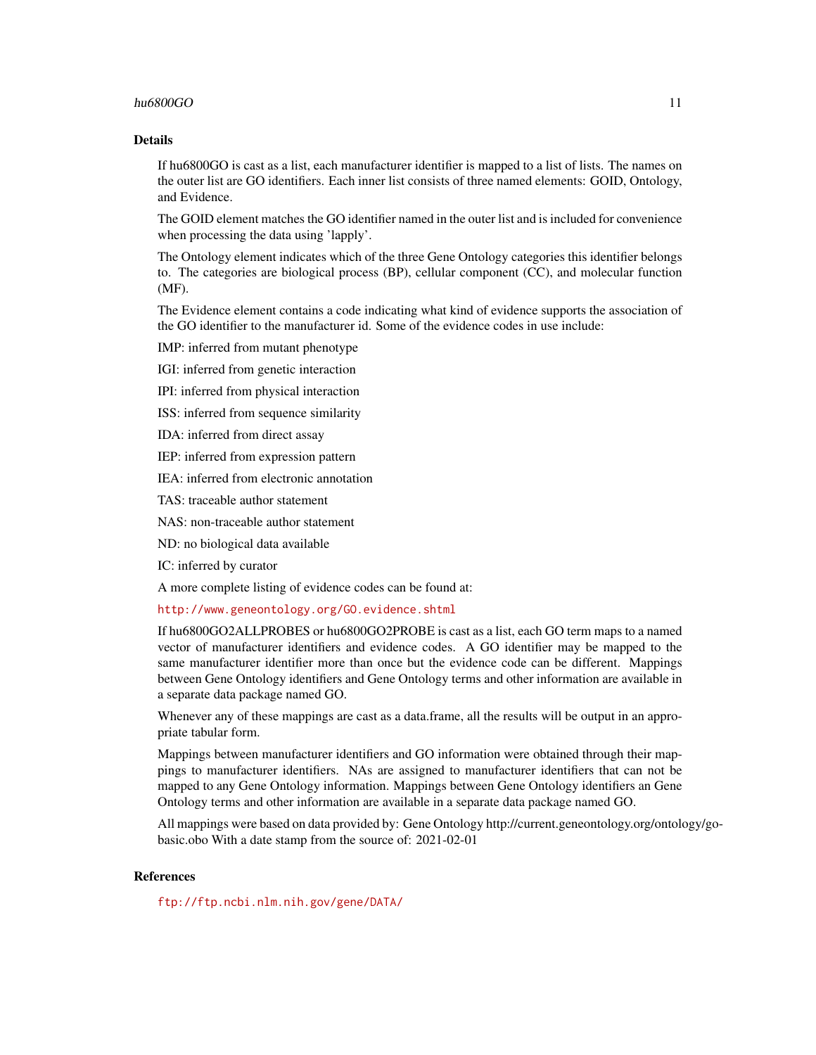## Details

If hu6800GO is cast as a list, each manufacturer identifier is mapped to a list of lists. The names on the outer list are GO identifiers. Each inner list consists of three named elements: GOID, Ontology, and Evidence.

The GOID element matches the GO identifier named in the outer list and is included for convenience when processing the data using 'lapply'.

The Ontology element indicates which of the three Gene Ontology categories this identifier belongs to. The categories are biological process (BP), cellular component (CC), and molecular function (MF).

The Evidence element contains a code indicating what kind of evidence supports the association of the GO identifier to the manufacturer id. Some of the evidence codes in use include:

IMP: inferred from mutant phenotype

IGI: inferred from genetic interaction

IPI: inferred from physical interaction

ISS: inferred from sequence similarity

IDA: inferred from direct assay

IEP: inferred from expression pattern

IEA: inferred from electronic annotation

TAS: traceable author statement

NAS: non-traceable author statement

ND: no biological data available

IC: inferred by curator

A more complete listing of evidence codes can be found at:

http://www.geneontology.org/GO.evidence.shtml

If hu6800GO2ALLPROBES or hu6800GO2PROBE is cast as a list, each GO term maps to a named vector of manufacturer identifiers and evidence codes. A GO identifier may be mapped to the same manufacturer identifier more than once but the evidence code can be different. Mappings between Gene Ontology identifiers and Gene Ontology terms and other information are available in a separate data package named GO.

Whenever any of these mappings are cast as a data.frame, all the results will be output in an appropriate tabular form.

Mappings between manufacturer identifiers and GO information were obtained through their mappings to manufacturer identifiers. NAs are assigned to manufacturer identifiers that can not be mapped to any Gene Ontology information. Mappings between Gene Ontology identifiers an Gene Ontology terms and other information are available in a separate data package named GO.

All mappings were based on data provided by: Gene Ontology http://current.geneontology.org/ontology/go-basic.obo With a date stamp from the source of: 2021-02-01

## References

ftp://ftp.ncbi.nlm.nih.gov/gene/DATA/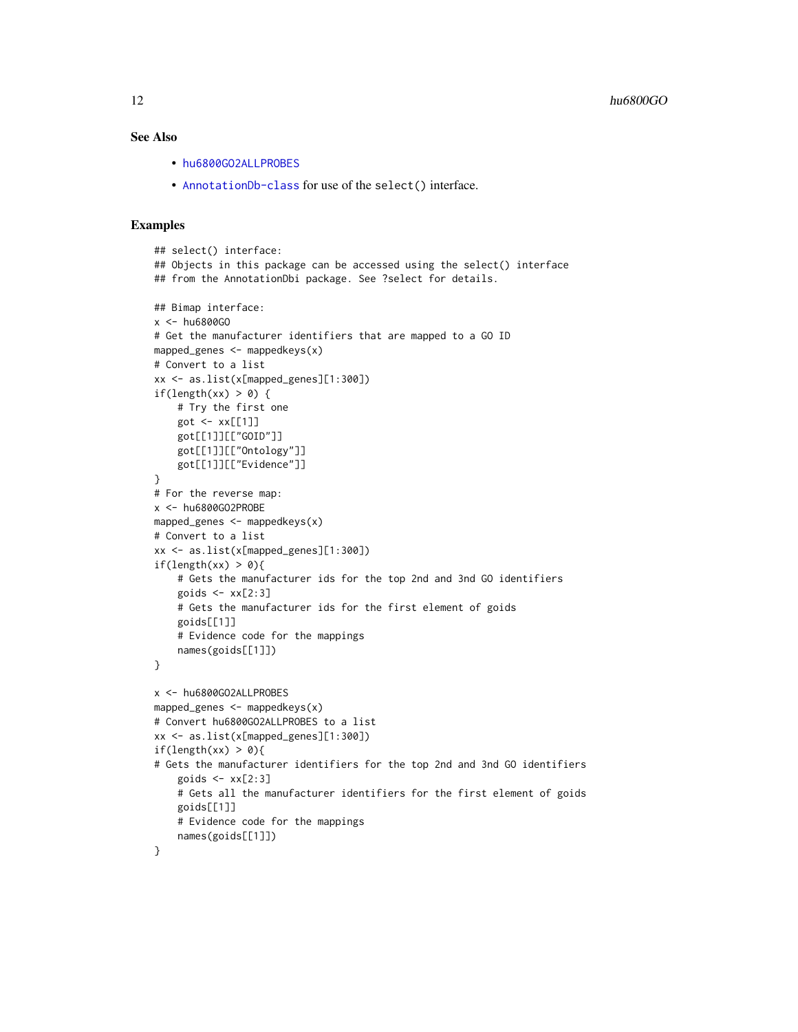### See Also

- hu6800GO2ALLPROBES
- AnnotationDb-class for use of the select() interface.

### Examples

```
## select() interface:
## Objects in this package can be accessed using the select() interface
## from the AnnotationDbi package. See ?select for details.

## Bimap interface:
x <- hu6800GO
# Get the manufacturer identifiers that are mapped to a GO ID
mapped_genes <- mappedkeys(x)
# Convert to a list
xx <- as.list(x[mapped_genes][1:300])
if(length(xx) > 0) {
    # Try the first one
    got <- xx[[1]]
    got[[1]][["GOID"]]
    got[[1]][["Ontology"]]
    got[[1]][["Evidence"]]
}
# For the reverse map:
x <- hu6800GO2PROBE
mapped_genes <- mappedkeys(x)
# Convert to a list
xx <- as.list(x[mapped_genes][1:300])
if(length(xx) > 0){
    # Gets the manufacturer ids for the top 2nd and 3nd GO identifiers
    goids <- xx[2:3]
    # Gets the manufacturer ids for the first element of goids
    goids[[1]]
    # Evidence code for the mappings
    names(goids[[1]])
}

x <- hu6800GO2ALLPROBES
mapped_genes <- mappedkeys(x)
# Convert hu6800GO2ALLPROBES to a list
xx <- as.list(x[mapped_genes][1:300])
if(length(xx) > 0){
# Gets the manufacturer identifiers for the top 2nd and 3nd GO identifiers
    goids <- xx[2:3]
    # Gets all the manufacturer identifiers for the first element of goids
    goids[[1]]
    # Evidence code for the mappings
    names(goids[[1]])
}
```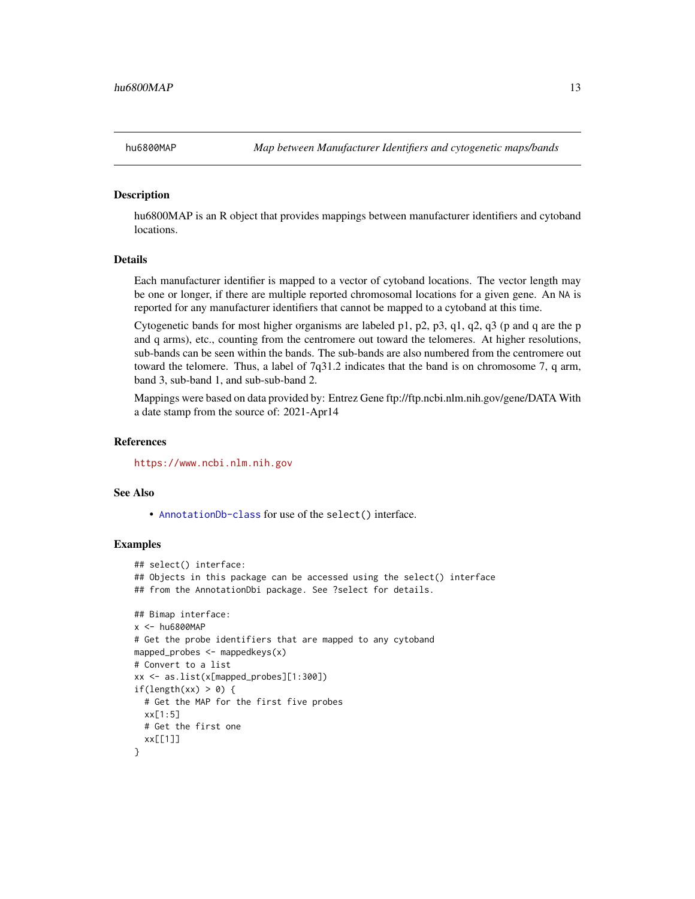# hu6800MAP — *Map between Manufacturer Identifiers and cytogenetic maps/bands*

## Description

hu6800MAP is an R object that provides mappings between manufacturer identifiers and cytoband locations.

## Details

Each manufacturer identifier is mapped to a vector of cytoband locations. The vector length may be one or longer, if there are multiple reported chromosomal locations for a given gene. An `NA` is reported for any manufacturer identifiers that cannot be mapped to a cytoband at this time.

Cytogenetic bands for most higher organisms are labeled p1, p2, p3, q1, q2, q3 (p and q are the p and q arms), etc., counting from the centromere out toward the telomeres. At higher resolutions, sub-bands can be seen within the bands. The sub-bands are also numbered from the centromere out toward the telomere. Thus, a label of 7q31.2 indicates that the band is on chromosome 7, q arm, band 3, sub-band 1, and sub-sub-band 2.

Mappings were based on data provided by: Entrez Gene ftp://ftp.ncbi.nlm.nih.gov/gene/DATA With a date stamp from the source of: 2021-Apr14

## References

https://www.ncbi.nlm.nih.gov

## See Also

- AnnotationDb-class for use of the `select()` interface.

## Examples

```
## select() interface:
## Objects in this package can be accessed using the select() interface
## from the AnnotationDbi package. See ?select for details.

## Bimap interface:
x <- hu6800MAP
# Get the probe identifiers that are mapped to any cytoband
mapped_probes <- mappedkeys(x)
# Convert to a list
xx <- as.list(x[mapped_probes][1:300])
if(length(xx) > 0) {
  # Get the MAP for the first five probes
  xx[1:5]
  # Get the first one
  xx[[1]]
}
```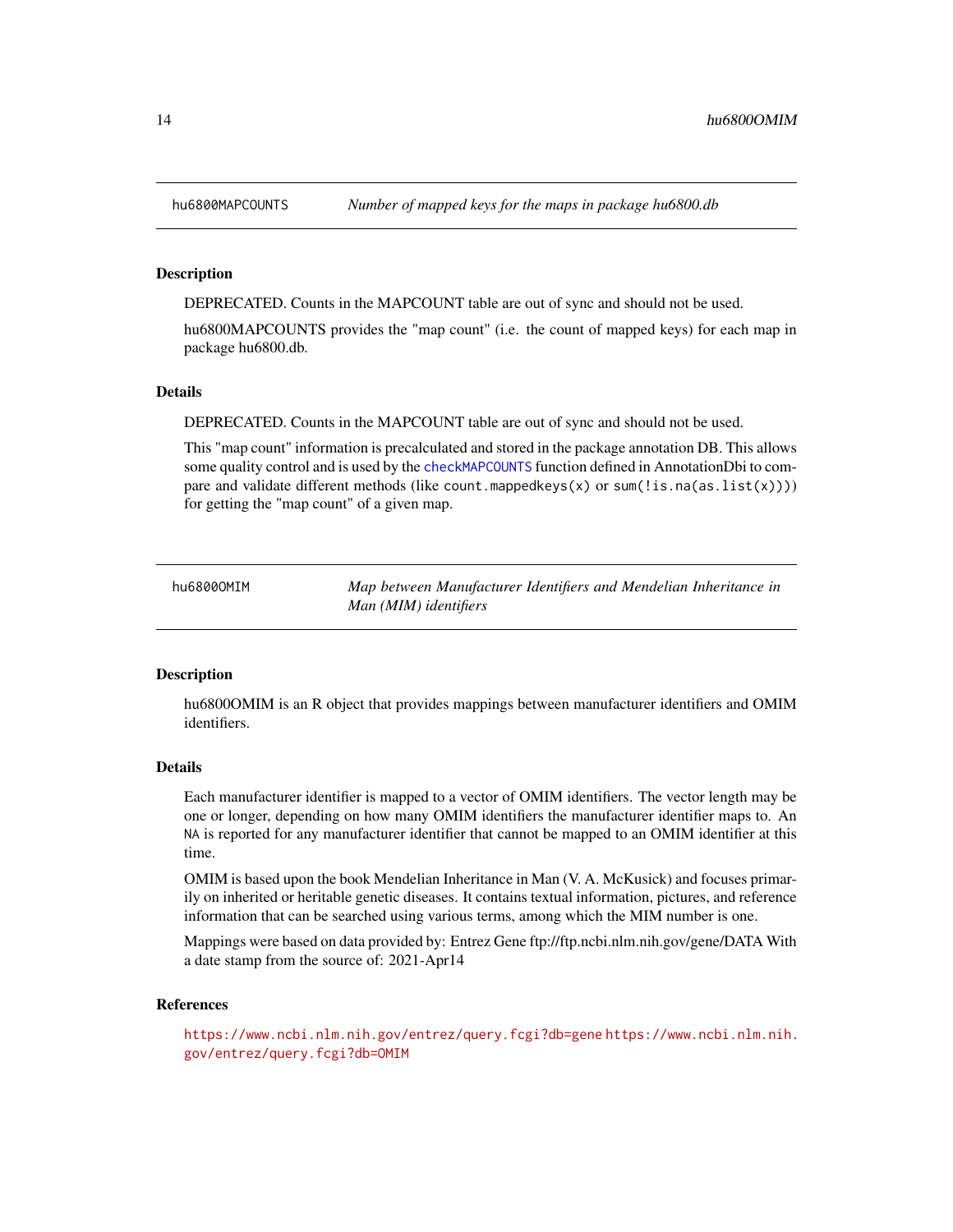## hu6800MAPCOUNTS — *Number of mapped keys for the maps in package hu6800.db*

### Description

DEPRECATED. Counts in the MAPCOUNT table are out of sync and should not be used.

hu6800MAPCOUNTS provides the "map count" (i.e. the count of mapped keys) for each map in package hu6800.db.

### Details

DEPRECATED. Counts in the MAPCOUNT table are out of sync and should not be used.

This "map count" information is precalculated and stored in the package annotation DB. This allows some quality control and is used by the `checkMAPCOUNTS` function defined in AnnotationDbi to compare and validate different methods (like `count.mappedkeys(x)` or `sum(!is.na(as.list(x)))`) for getting the "map count" of a given map.

## hu6800OMIM — *Map between Manufacturer Identifiers and Mendelian Inheritance in Man (MIM) identifiers*

### Description

hu6800OMIM is an R object that provides mappings between manufacturer identifiers and OMIM identifiers.

### Details

Each manufacturer identifier is mapped to a vector of OMIM identifiers. The vector length may be one or longer, depending on how many OMIM identifiers the manufacturer identifier maps to. An `NA` is reported for any manufacturer identifier that cannot be mapped to an OMIM identifier at this time.

OMIM is based upon the book Mendelian Inheritance in Man (V. A. McKusick) and focuses primarily on inherited or heritable genetic diseases. It contains textual information, pictures, and reference information that can be searched using various terms, among which the MIM number is one.

Mappings were based on data provided by: Entrez Gene ftp://ftp.ncbi.nlm.nih.gov/gene/DATA With a date stamp from the source of: 2021-Apr14

### References

https://www.ncbi.nlm.nih.gov/entrez/query.fcgi?db=gene https://www.ncbi.nlm.nih.gov/entrez/query.fcgi?db=OMIM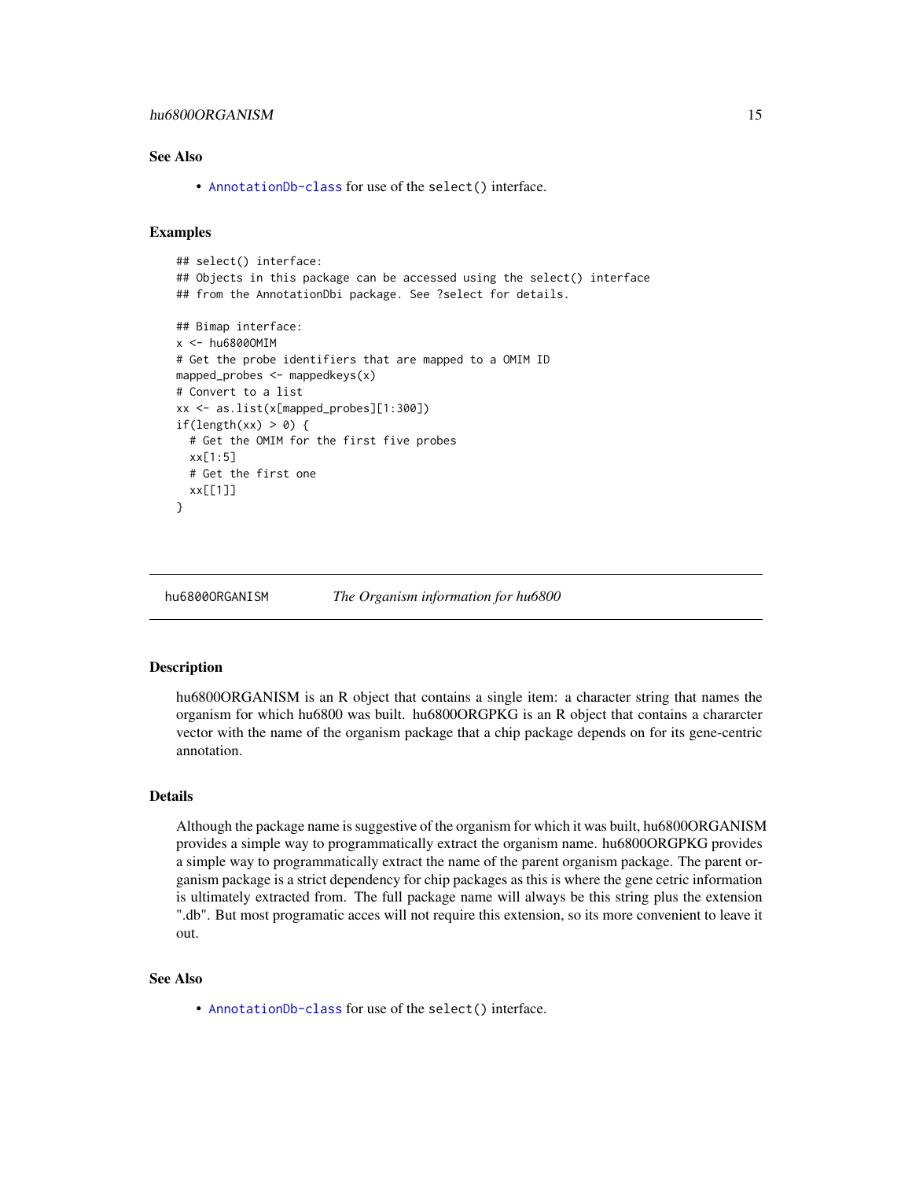## See Also

- AnnotationDb-class for use of the select() interface.

## Examples

```
## select() interface:
## Objects in this package can be accessed using the select() interface
## from the AnnotationDbi package. See ?select for details.

## Bimap interface:
x <- hu6800OMIM
# Get the probe identifiers that are mapped to a OMIM ID
mapped_probes <- mappedkeys(x)
# Convert to a list
xx <- as.list(x[mapped_probes][1:300])
if(length(xx) > 0) {
  # Get the OMIM for the first five probes
  xx[1:5]
  # Get the first one
  xx[[1]]
}
```

---

# hu6800ORGANISM &nbsp;&nbsp;&nbsp;&nbsp; *The Organism information for hu6800*

## Description

hu6800ORGANISM is an R object that contains a single item: a character string that names the organism for which hu6800 was built. hu6800ORGPKG is an R object that contains a chararcter vector with the name of the organism package that a chip package depends on for its gene-centric annotation.

## Details

Although the package name is suggestive of the organism for which it was built, hu6800ORGANISM provides a simple way to programmatically extract the organism name. hu6800ORGPKG provides a simple way to programmatically extract the name of the parent organism package. The parent organism package is a strict dependency for chip packages as this is where the gene cetric information is ultimately extracted from. The full package name will always be this string plus the extension ".db". But most programatic acces will not require this extension, so its more convenient to leave it out.

## See Also

- AnnotationDb-class for use of the select() interface.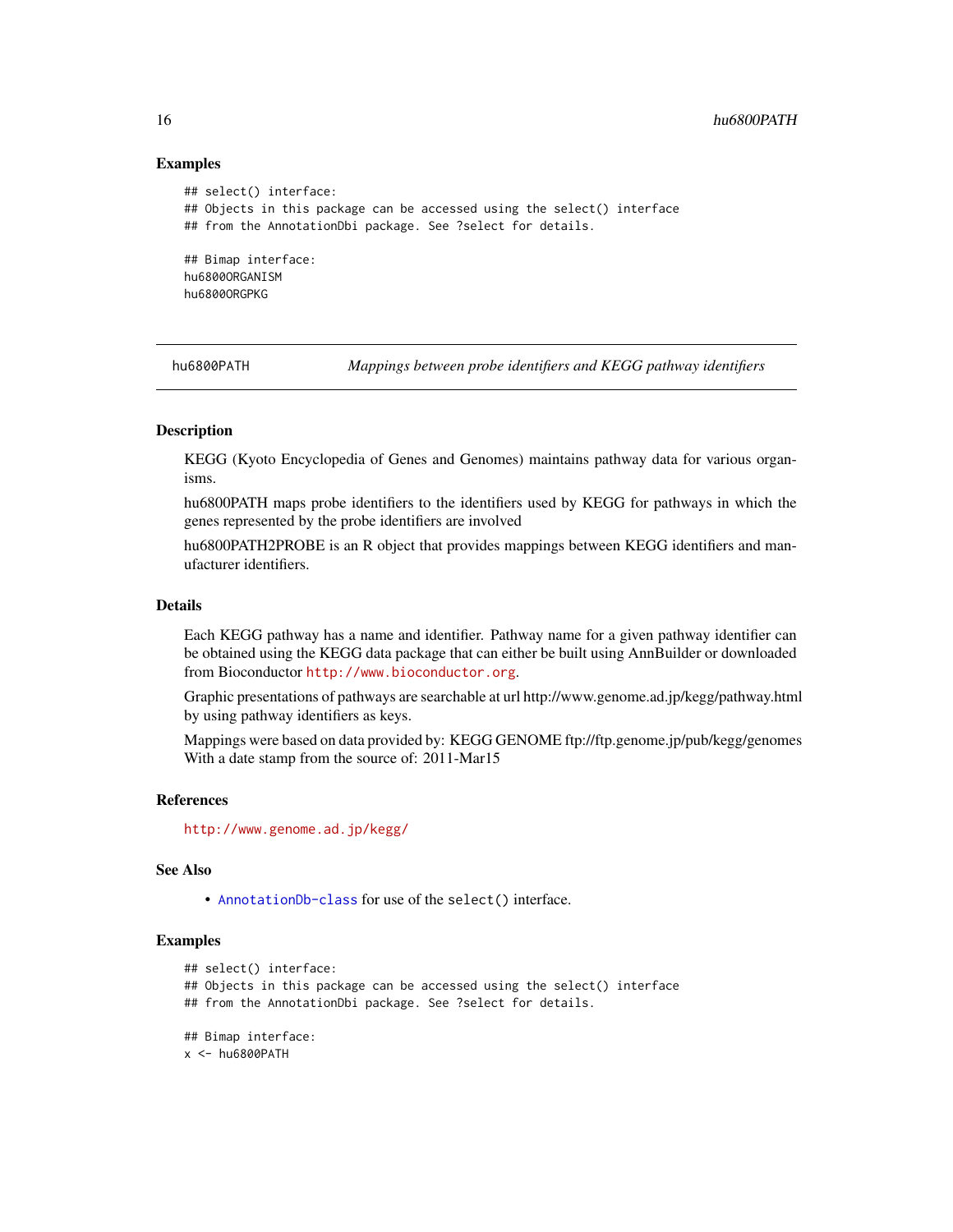### Examples

```
## select() interface:
## Objects in this package can be accessed using the select() interface
## from the AnnotationDbi package. See ?select for details.

## Bimap interface:
hu6800ORGANISM
hu6800ORGPKG
```

## hu6800PATH *Mappings between probe identifiers and KEGG pathway identifiers*

### Description

KEGG (Kyoto Encyclopedia of Genes and Genomes) maintains pathway data for various organisms.

hu6800PATH maps probe identifiers to the identifiers used by KEGG for pathways in which the genes represented by the probe identifiers are involved

hu6800PATH2PROBE is an R object that provides mappings between KEGG identifiers and manufacturer identifiers.

### Details

Each KEGG pathway has a name and identifier. Pathway name for a given pathway identifier can be obtained using the KEGG data package that can either be built using AnnBuilder or downloaded from Bioconductor http://www.bioconductor.org.

Graphic presentations of pathways are searchable at url http://www.genome.ad.jp/kegg/pathway.html by using pathway identifiers as keys.

Mappings were based on data provided by: KEGG GENOME ftp://ftp.genome.jp/pub/kegg/genomes With a date stamp from the source of: 2011-Mar15

### References

http://www.genome.ad.jp/kegg/

### See Also

- AnnotationDb-class for use of the `select()` interface.

### Examples

```
## select() interface:
## Objects in this package can be accessed using the select() interface
## from the AnnotationDbi package. See ?select for details.

## Bimap interface:
x <- hu6800PATH
```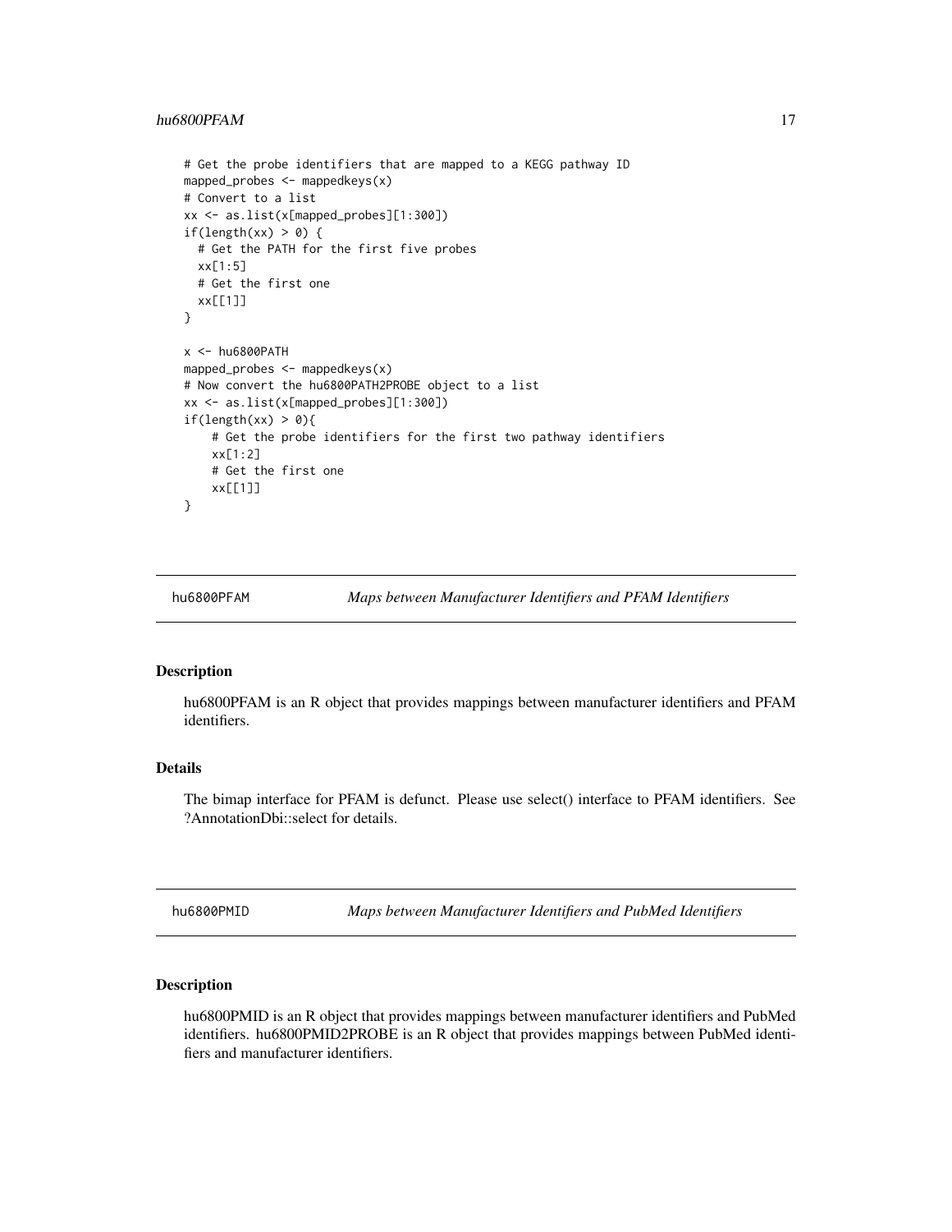```
# Get the probe identifiers that are mapped to a KEGG pathway ID
mapped_probes <- mappedkeys(x)
# Convert to a list
xx <- as.list(x[mapped_probes][1:300])
if(length(xx) > 0) {
  # Get the PATH for the first five probes
  xx[1:5]
  # Get the first one
  xx[[1]]
}

x <- hu6800PATH
mapped_probes <- mappedkeys(x)
# Now convert the hu6800PATH2PROBE object to a list
xx <- as.list(x[mapped_probes][1:300])
if(length(xx) > 0){
    # Get the probe identifiers for the first two pathway identifiers
    xx[1:2]
    # Get the first one
    xx[[1]]
}
```

## hu6800PFAM — *Maps between Manufacturer Identifiers and PFAM Identifiers*

### Description

hu6800PFAM is an R object that provides mappings between manufacturer identifiers and PFAM identifiers.

### Details

The bimap interface for PFAM is defunct. Please use select() interface to PFAM identifiers. See ?AnnotationDbi::select for details.

## hu6800PMID — *Maps between Manufacturer Identifiers and PubMed Identifiers*

### Description

hu6800PMID is an R object that provides mappings between manufacturer identifiers and PubMed identifiers. hu6800PMID2PROBE is an R object that provides mappings between PubMed identifiers and manufacturer identifiers.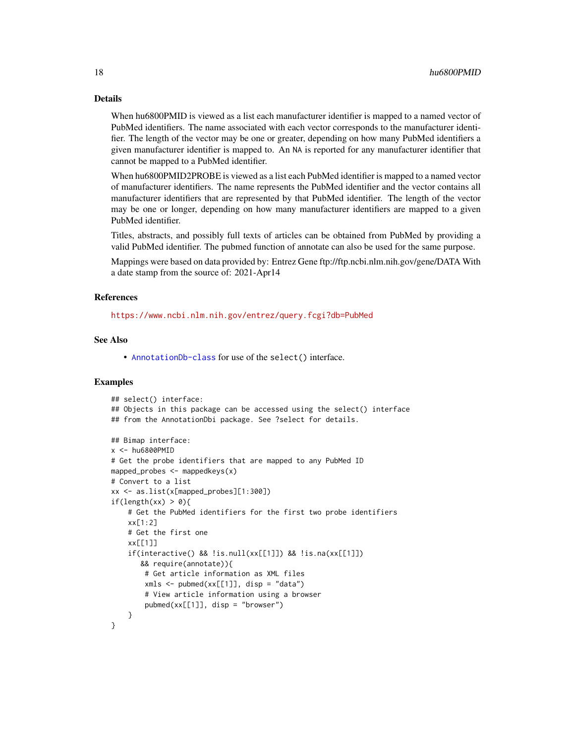## Details

When hu6800PMID is viewed as a list each manufacturer identifier is mapped to a named vector of PubMed identifiers. The name associated with each vector corresponds to the manufacturer identifier. The length of the vector may be one or greater, depending on how many PubMed identifiers a given manufacturer identifier is mapped to. An NA is reported for any manufacturer identifier that cannot be mapped to a PubMed identifier.

When hu6800PMID2PROBE is viewed as a list each PubMed identifier is mapped to a named vector of manufacturer identifiers. The name represents the PubMed identifier and the vector contains all manufacturer identifiers that are represented by that PubMed identifier. The length of the vector may be one or longer, depending on how many manufacturer identifiers are mapped to a given PubMed identifier.

Titles, abstracts, and possibly full texts of articles can be obtained from PubMed by providing a valid PubMed identifier. The pubmed function of annotate can also be used for the same purpose.

Mappings were based on data provided by: Entrez Gene ftp://ftp.ncbi.nlm.nih.gov/gene/DATA With a date stamp from the source of: 2021-Apr14

## References

https://www.ncbi.nlm.nih.gov/entrez/query.fcgi?db=PubMed

## See Also

- AnnotationDb-class for use of the select() interface.

## Examples

```
## select() interface:
## Objects in this package can be accessed using the select() interface
## from the AnnotationDbi package. See ?select for details.

## Bimap interface:
x <- hu6800PMID
# Get the probe identifiers that are mapped to any PubMed ID
mapped_probes <- mappedkeys(x)
# Convert to a list
xx <- as.list(x[mapped_probes][1:300])
if(length(xx) > 0){
    # Get the PubMed identifiers for the first two probe identifiers
    xx[1:2]
    # Get the first one
    xx[[1]]
    if(interactive() && !is.null(xx[[1]]) && !is.na(xx[[1]])
       && require(annotate)){
        # Get article information as XML files
        xmls <- pubmed(xx[[1]], disp = "data")
        # View article information using a browser
        pubmed(xx[[1]], disp = "browser")
    }
}
```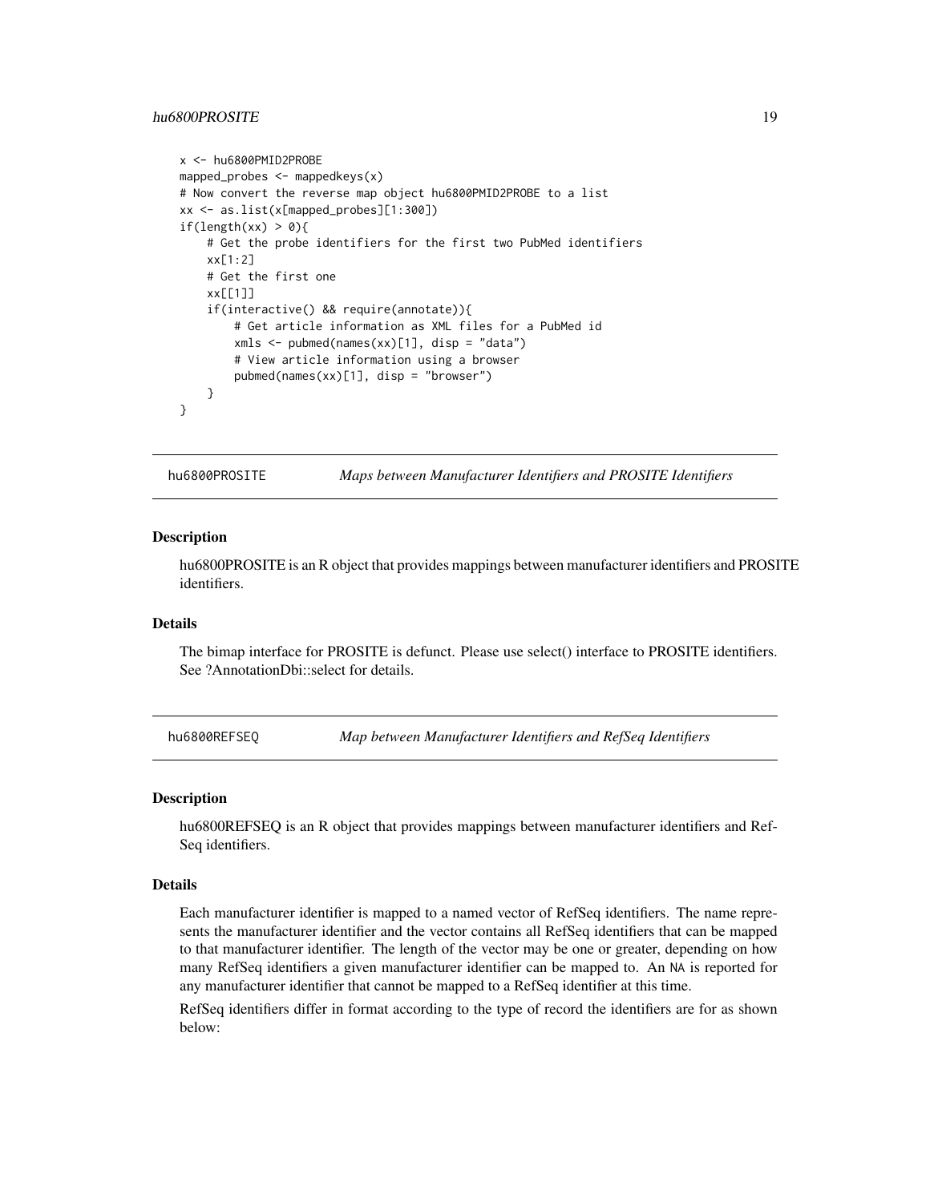```
x <- hu6800PMID2PROBE
mapped_probes <- mappedkeys(x)
# Now convert the reverse map object hu6800PMID2PROBE to a list
xx <- as.list(x[mapped_probes][1:300])
if(length(xx) > 0){
    # Get the probe identifiers for the first two PubMed identifiers
    xx[1:2]
    # Get the first one
    xx[[1]]
    if(interactive() && require(annotate)){
        # Get article information as XML files for a PubMed id
        xmls <- pubmed(names(xx)[1], disp = "data")
        # View article information using a browser
        pubmed(names(xx)[1], disp = "browser")
    }
}
```

## hu6800PROSITE — *Maps between Manufacturer Identifiers and PROSITE Identifiers*

### Description

hu6800PROSITE is an R object that provides mappings between manufacturer identifiers and PROSITE identifiers.

### Details

The bimap interface for PROSITE is defunct. Please use select() interface to PROSITE identifiers. See ?AnnotationDbi::select for details.

## hu6800REFSEQ — *Map between Manufacturer Identifiers and RefSeq Identifiers*

### Description

hu6800REFSEQ is an R object that provides mappings between manufacturer identifiers and RefSeq identifiers.

### Details

Each manufacturer identifier is mapped to a named vector of RefSeq identifiers. The name represents the manufacturer identifier and the vector contains all RefSeq identifiers that can be mapped to that manufacturer identifier. The length of the vector may be one or greater, depending on how many RefSeq identifiers a given manufacturer identifier can be mapped to. An NA is reported for any manufacturer identifier that cannot be mapped to a RefSeq identifier at this time.

RefSeq identifiers differ in format according to the type of record the identifiers are for as shown below: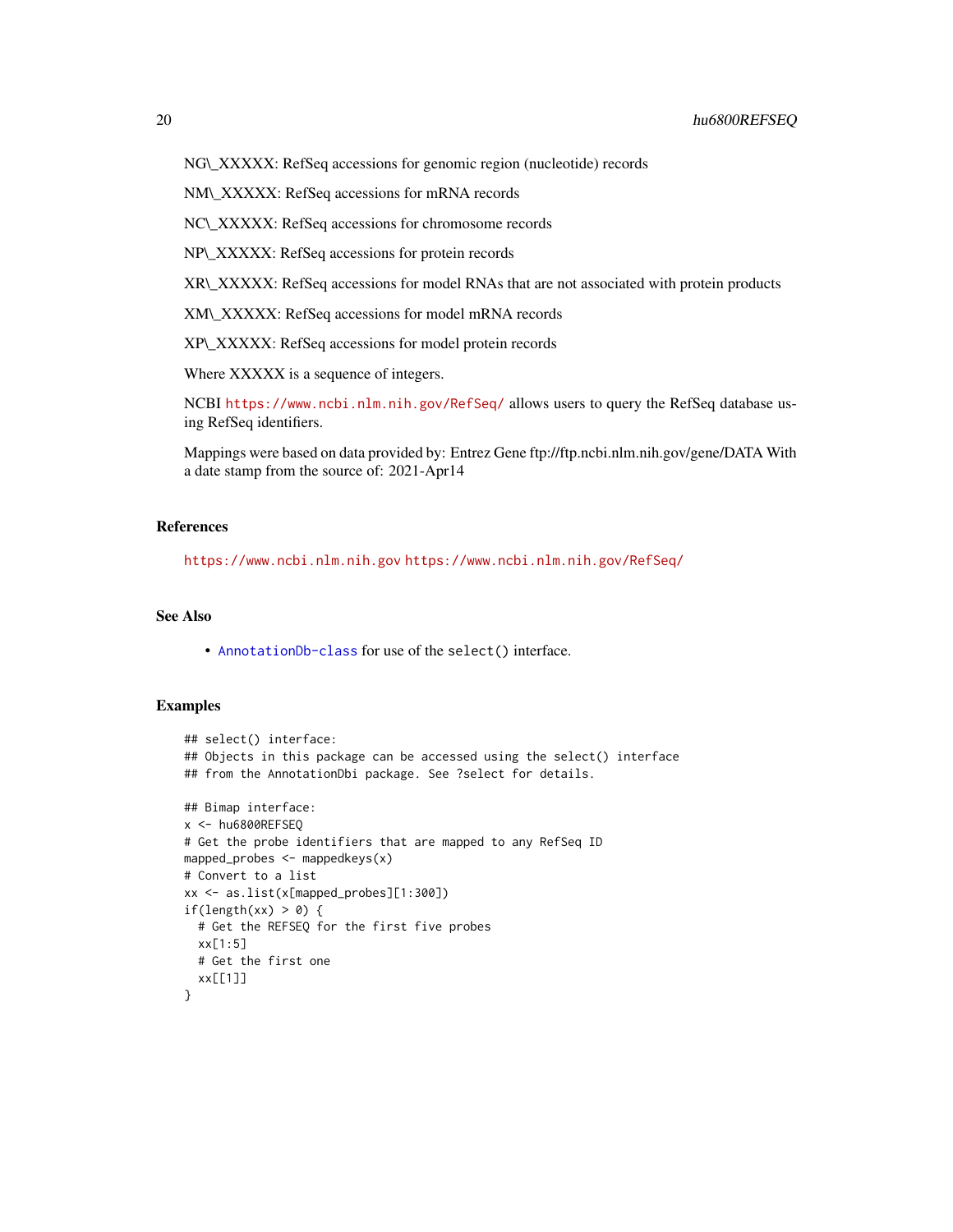NG\_XXXXX: RefSeq accessions for genomic region (nucleotide) records

NM\_XXXXX: RefSeq accessions for mRNA records

NC\_XXXXX: RefSeq accessions for chromosome records

NP\_XXXXX: RefSeq accessions for protein records

XR\_XXXXX: RefSeq accessions for model RNAs that are not associated with protein products

XM\_XXXXX: RefSeq accessions for model mRNA records

XP\_XXXXX: RefSeq accessions for model protein records

Where XXXXX is a sequence of integers.

NCBI https://www.ncbi.nlm.nih.gov/RefSeq/ allows users to query the RefSeq database using RefSeq identifiers.

Mappings were based on data provided by: Entrez Gene ftp://ftp.ncbi.nlm.nih.gov/gene/DATA With a date stamp from the source of: 2021-Apr14

## References

https://www.ncbi.nlm.nih.gov https://www.ncbi.nlm.nih.gov/RefSeq/

## See Also

- AnnotationDb-class for use of the select() interface.

## Examples

```
## select() interface:
## Objects in this package can be accessed using the select() interface
## from the AnnotationDbi package. See ?select for details.

## Bimap interface:
x <- hu6800REFSEQ
# Get the probe identifiers that are mapped to any RefSeq ID
mapped_probes <- mappedkeys(x)
# Convert to a list
xx <- as.list(x[mapped_probes][1:300])
if(length(xx) > 0) {
  # Get the REFSEQ for the first five probes
  xx[1:5]
  # Get the first one
  xx[[1]]
}
```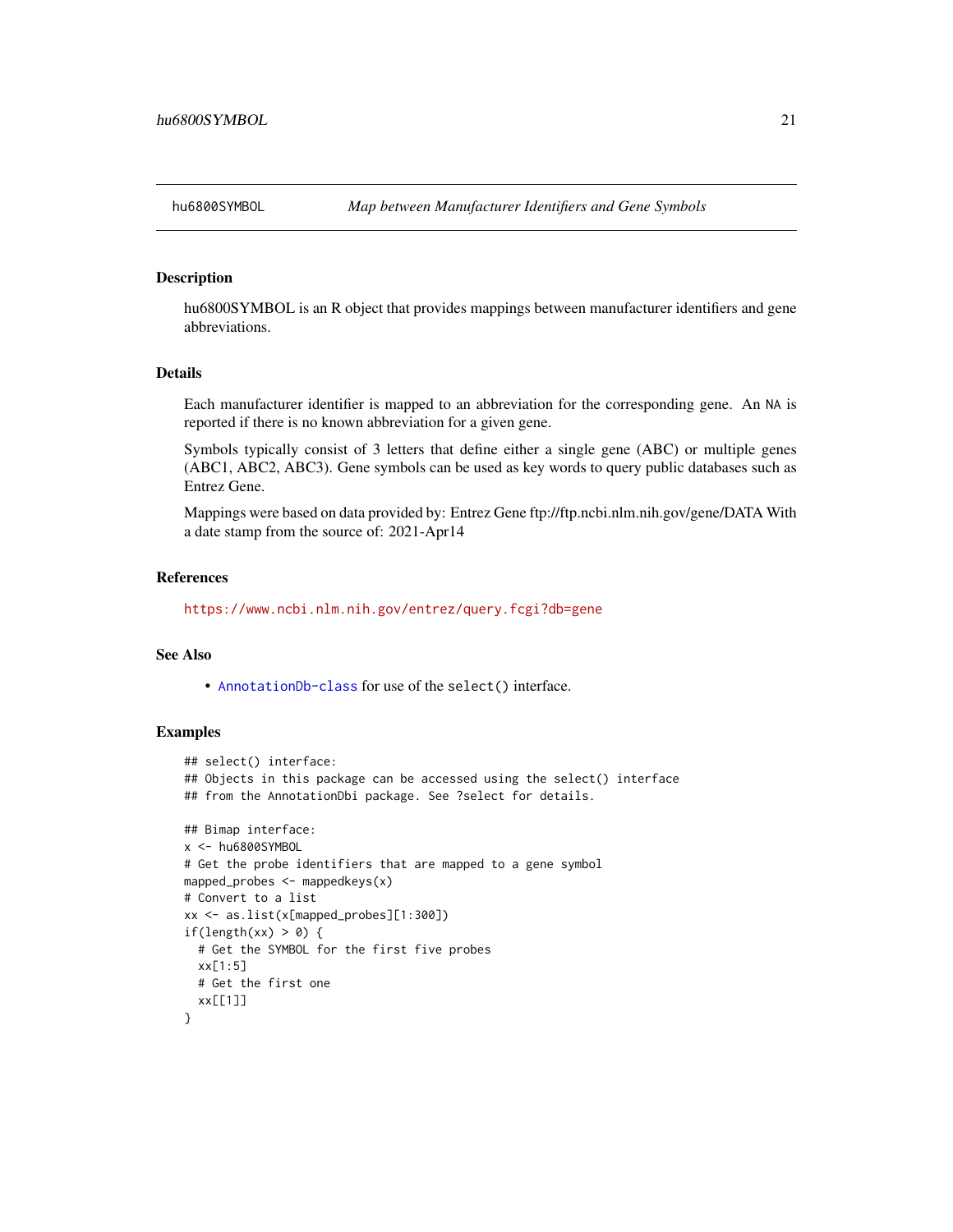## hu6800SYMBOL — *Map between Manufacturer Identifiers and Gene Symbols*

### Description

hu6800SYMBOL is an R object that provides mappings between manufacturer identifiers and gene abbreviations.

### Details

Each manufacturer identifier is mapped to an abbreviation for the corresponding gene. An NA is reported if there is no known abbreviation for a given gene.

Symbols typically consist of 3 letters that define either a single gene (ABC) or multiple genes (ABC1, ABC2, ABC3). Gene symbols can be used as key words to query public databases such as Entrez Gene.

Mappings were based on data provided by: Entrez Gene ftp://ftp.ncbi.nlm.nih.gov/gene/DATA With a date stamp from the source of: 2021-Apr14

### References

https://www.ncbi.nlm.nih.gov/entrez/query.fcgi?db=gene

### See Also

- AnnotationDb-class for use of the select() interface.

### Examples

```
## select() interface:
## Objects in this package can be accessed using the select() interface
## from the AnnotationDbi package. See ?select for details.

## Bimap interface:
x <- hu6800SYMBOL
# Get the probe identifiers that are mapped to a gene symbol
mapped_probes <- mappedkeys(x)
# Convert to a list
xx <- as.list(x[mapped_probes][1:300])
if(length(xx) > 0) {
  # Get the SYMBOL for the first five probes
  xx[1:5]
  # Get the first one
  xx[[1]]
}
```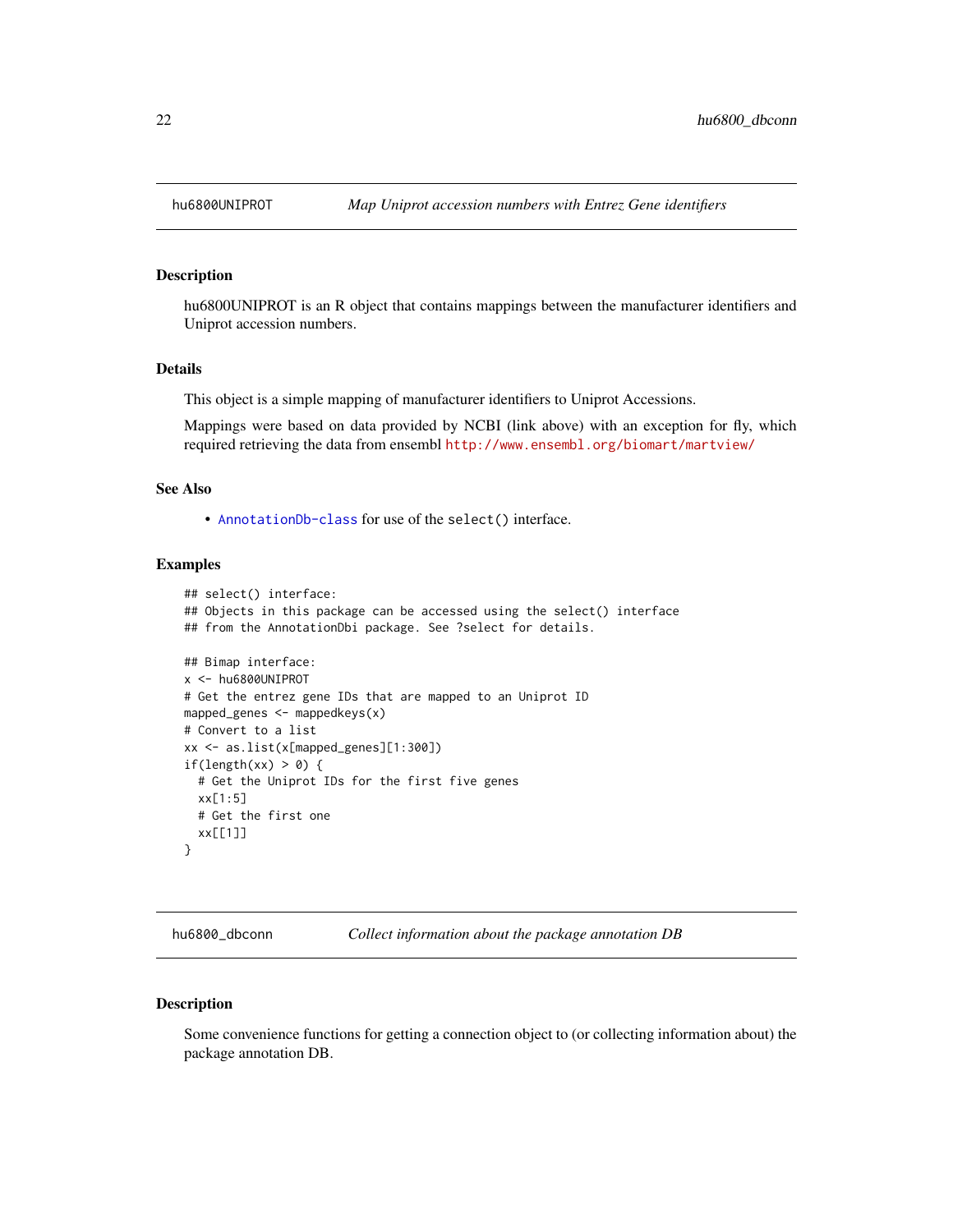## hu6800UNIPROT — *Map Uniprot accession numbers with Entrez Gene identifiers*

### Description

hu6800UNIPROT is an R object that contains mappings between the manufacturer identifiers and Uniprot accession numbers.

### Details

This object is a simple mapping of manufacturer identifiers to Uniprot Accessions.

Mappings were based on data provided by NCBI (link above) with an exception for fly, which required retrieving the data from ensembl http://www.ensembl.org/biomart/martview/

### See Also

- AnnotationDb-class for use of the select() interface.

### Examples

```
## select() interface:
## Objects in this package can be accessed using the select() interface
## from the AnnotationDbi package. See ?select for details.

## Bimap interface:
x <- hu6800UNIPROT
# Get the entrez gene IDs that are mapped to an Uniprot ID
mapped_genes <- mappedkeys(x)
# Convert to a list
xx <- as.list(x[mapped_genes][1:300])
if(length(xx) > 0) {
  # Get the Uniprot IDs for the first five genes
  xx[1:5]
  # Get the first one
  xx[[1]]
}
```

## hu6800_dbconn — *Collect information about the package annotation DB*

### Description

Some convenience functions for getting a connection object to (or collecting information about) the package annotation DB.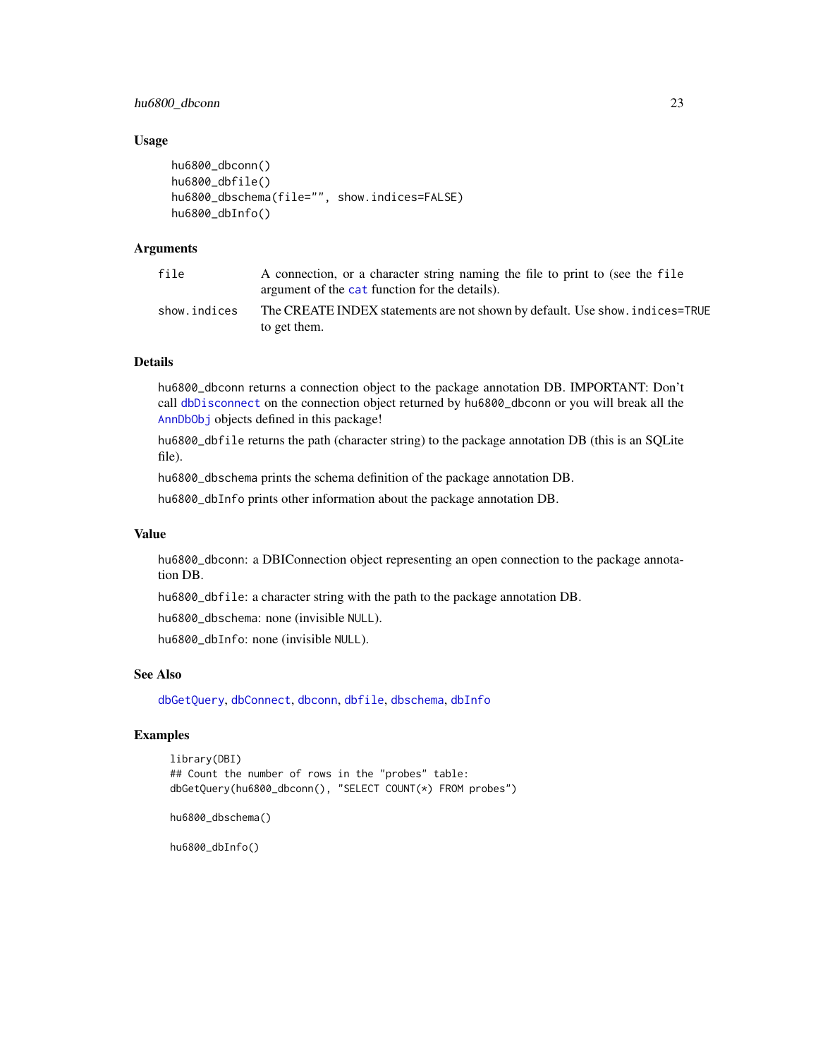## Usage

```
hu6800_dbconn()
hu6800_dbfile()
hu6800_dbschema(file="", show.indices=FALSE)
hu6800_dbInfo()
```

## Arguments

| | |
|---|---|
| file | A connection, or a character string naming the file to print to (see the file argument of the cat function for the details). |
| show.indices | The CREATE INDEX statements are not shown by default. Use show.indices=TRUE to get them. |

## Details

hu6800_dbconn returns a connection object to the package annotation DB. IMPORTANT: Don't call dbDisconnect on the connection object returned by hu6800_dbconn or you will break all the AnnDbObj objects defined in this package!

hu6800_dbfile returns the path (character string) to the package annotation DB (this is an SQLite file).

hu6800_dbschema prints the schema definition of the package annotation DB.

hu6800_dbInfo prints other information about the package annotation DB.

## Value

hu6800_dbconn: a DBIConnection object representing an open connection to the package annotation DB.

hu6800_dbfile: a character string with the path to the package annotation DB.

hu6800_dbschema: none (invisible NULL).

hu6800_dbInfo: none (invisible NULL).

## See Also

dbGetQuery, dbConnect, dbconn, dbfile, dbschema, dbInfo

## Examples

```
library(DBI)
## Count the number of rows in the "probes" table:
dbGetQuery(hu6800_dbconn(), "SELECT COUNT(*) FROM probes")

hu6800_dbschema()

hu6800_dbInfo()
```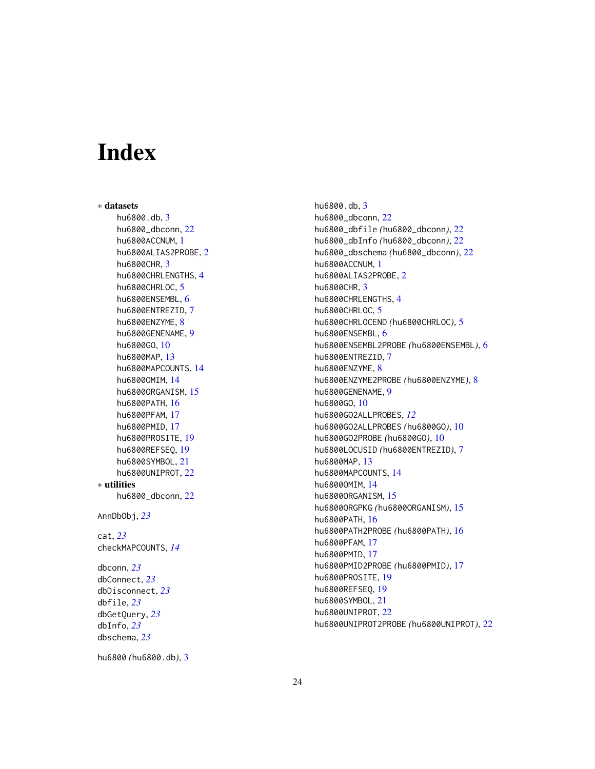# Index

∗ **datasets**

hu6800.db, 3
hu6800_dbconn, 22
hu6800ACCNUM, 1
hu6800ALIAS2PROBE, 2
hu6800CHR, 3
hu6800CHRLENGTHS, 4
hu6800CHRLOC, 5
hu6800ENSEMBL, 6
hu6800ENTREZID, 7
hu6800ENZYME, 8
hu6800GENENAME, 9
hu6800GO, 10
hu6800MAP, 13
hu6800MAPCOUNTS, 14
hu6800OMIM, 14
hu6800ORGANISM, 15
hu6800PATH, 16
hu6800PFAM, 17
hu6800PMID, 17
hu6800PROSITE, 19
hu6800REFSEQ, 19
hu6800SYMBOL, 21
hu6800UNIPROT, 22

∗ **utilities**

hu6800_dbconn, 22

AnnDbObj, *23*

cat, *23*
checkMAPCOUNTS, *14*

dbconn, *23*
dbConnect, *23*
dbDisconnect, *23*
dbfile, *23*
dbGetQuery, *23*
dbInfo, *23*
dbschema, *23*

hu6800 *(*hu6800.db*)*, 3
hu6800.db, 3
hu6800_dbconn, 22
hu6800_dbfile *(*hu6800_dbconn*)*, 22
hu6800_dbInfo *(*hu6800_dbconn*)*, 22
hu6800_dbschema *(*hu6800_dbconn*)*, 22
hu6800ACCNUM, 1
hu6800ALIAS2PROBE, 2
hu6800CHR, 3
hu6800CHRLENGTHS, 4
hu6800CHRLOC, 5
hu6800CHRLOCEND *(*hu6800CHRLOC*)*, 5
hu6800ENSEMBL, 6
hu6800ENSEMBL2PROBE *(*hu6800ENSEMBL*)*, 6
hu6800ENTREZID, 7
hu6800ENZYME, 8
hu6800ENZYME2PROBE *(*hu6800ENZYME*)*, 8
hu6800GENENAME, 9
hu6800GO, 10
hu6800GO2ALLPROBES, *12*
hu6800GO2ALLPROBES *(*hu6800GO*)*, 10
hu6800GO2PROBE *(*hu6800GO*)*, 10
hu6800LOCUSID *(*hu6800ENTREZID*)*, 7
hu6800MAP, 13
hu6800MAPCOUNTS, 14
hu6800OMIM, 14
hu6800ORGANISM, 15
hu6800ORGPKG *(*hu6800ORGANISM*)*, 15
hu6800PATH, 16
hu6800PATH2PROBE *(*hu6800PATH*)*, 16
hu6800PFAM, 17
hu6800PMID, 17
hu6800PMID2PROBE *(*hu6800PMID*)*, 17
hu6800PROSITE, 19
hu6800REFSEQ, 19
hu6800SYMBOL, 21
hu6800UNIPROT, 22
hu6800UNIPROT2PROBE *(*hu6800UNIPROT*)*, 22